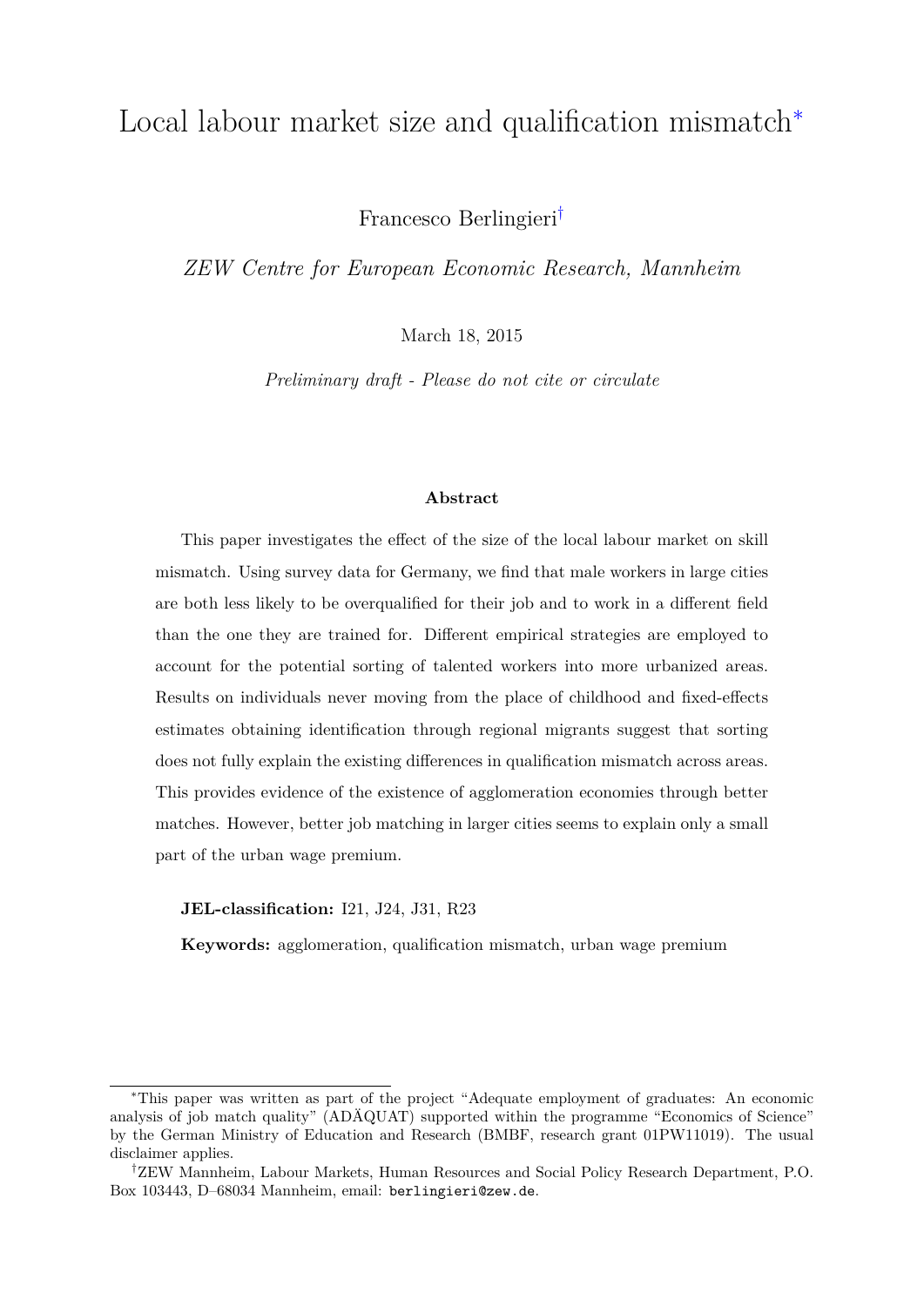# Local labour market size and qualification mismatch[*]

Francesco Berlingieri[†]

*ZEW Centre for European Economic Research, Mannheim*

March 18, 2015

*Preliminary draft - Please do not cite or circulate*

### Abstract

This paper investigates the effect of the size of the local labour market on skill mismatch. Using survey data for Germany, we find that male workers in large cities are both less likely to be overqualified for their job and to work in a different field than the one they are trained for. Different empirical strategies are employed to account for the potential sorting of talented workers into more urbanized areas. Results on individuals never moving from the place of childhood and fixed-effects estimates obtaining identification through regional migrants suggest that sorting does not fully explain the existing differences in qualification mismatch across areas. This provides evidence of the existence of agglomeration economies through better matches. However, better job matching in larger cities seems to explain only a small part of the urban wage premium.

**JEL-classification:** I21, J24, J31, R23

**Keywords:** agglomeration, qualification mismatch, urban wage premium

---

[*] This paper was written as part of the project "Adequate employment of graduates: An economic analysis of job match quality" (ADÄQUAT) supported within the programme "Economics of Science" by the German Ministry of Education and Research (BMBF, research grant 01PW11019). The usual disclaimer applies.

[†] ZEW Mannheim, Labour Markets, Human Resources and Social Policy Research Department, P.O. Box 103443, D–68034 Mannheim, email: berlingieri@zew.de.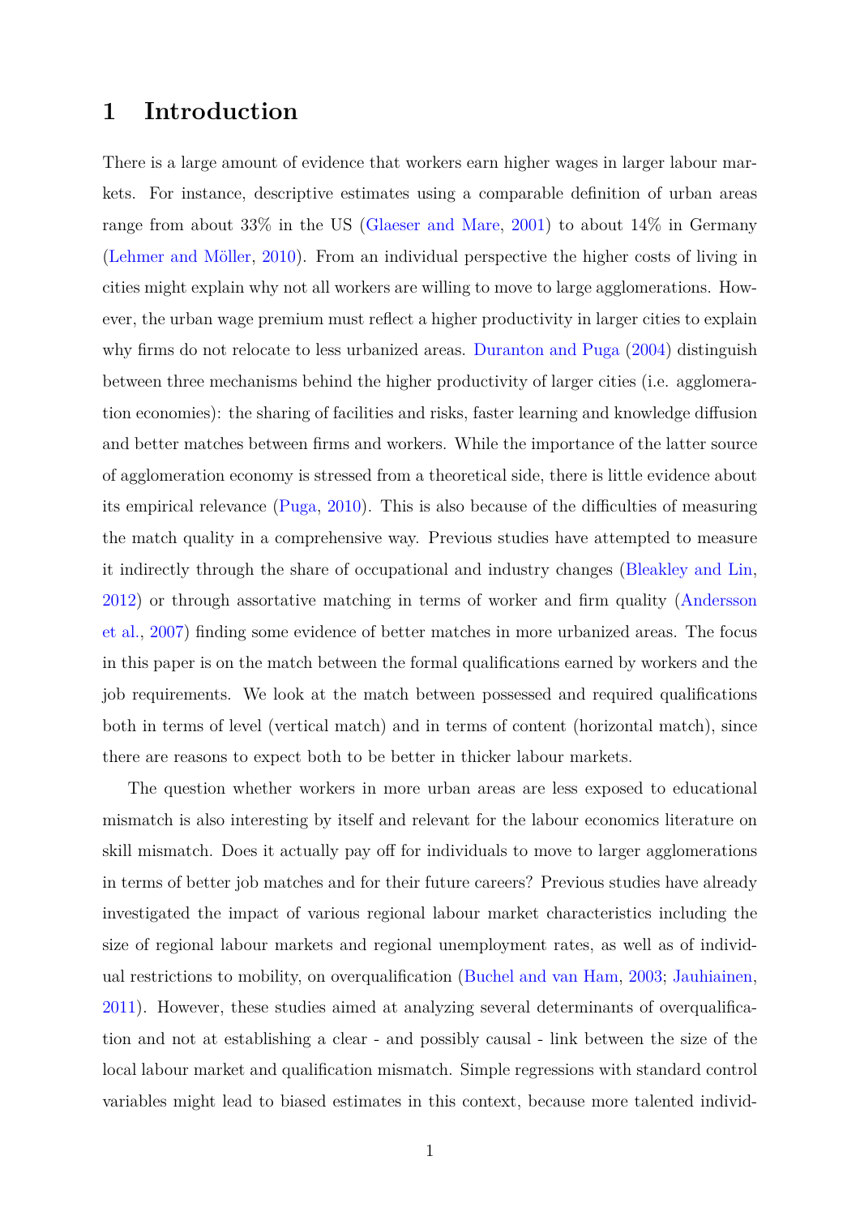# 1 Introduction

There is a large amount of evidence that workers earn higher wages in larger labour markets. For instance, descriptive estimates using a comparable definition of urban areas range from about 33% in the US (Glaeser and Mare, 2001) to about 14% in Germany (Lehmer and Möller, 2010). From an individual perspective the higher costs of living in cities might explain why not all workers are willing to move to large agglomerations. However, the urban wage premium must reflect a higher productivity in larger cities to explain why firms do not relocate to less urbanized areas. Duranton and Puga (2004) distinguish between three mechanisms behind the higher productivity of larger cities (i.e. agglomeration economies): the sharing of facilities and risks, faster learning and knowledge diffusion and better matches between firms and workers. While the importance of the latter source of agglomeration economy is stressed from a theoretical side, there is little evidence about its empirical relevance (Puga, 2010). This is also because of the difficulties of measuring the match quality in a comprehensive way. Previous studies have attempted to measure it indirectly through the share of occupational and industry changes (Bleakley and Lin, 2012) or through assortative matching in terms of worker and firm quality (Andersson et al., 2007) finding some evidence of better matches in more urbanized areas. The focus in this paper is on the match between the formal qualifications earned by workers and the job requirements. We look at the match between possessed and required qualifications both in terms of level (vertical match) and in terms of content (horizontal match), since there are reasons to expect both to be better in thicker labour markets.

The question whether workers in more urban areas are less exposed to educational mismatch is also interesting by itself and relevant for the labour economics literature on skill mismatch. Does it actually pay off for individuals to move to larger agglomerations in terms of better job matches and for their future careers? Previous studies have already investigated the impact of various regional labour market characteristics including the size of regional labour markets and regional unemployment rates, as well as of individual restrictions to mobility, on overqualification (Buchel and van Ham, 2003; Jauhiainen, 2011). However, these studies aimed at analyzing several determinants of overqualification and not at establishing a clear - and possibly causal - link between the size of the local labour market and qualification mismatch. Simple regressions with standard control variables might lead to biased estimates in this context, because more talented individ-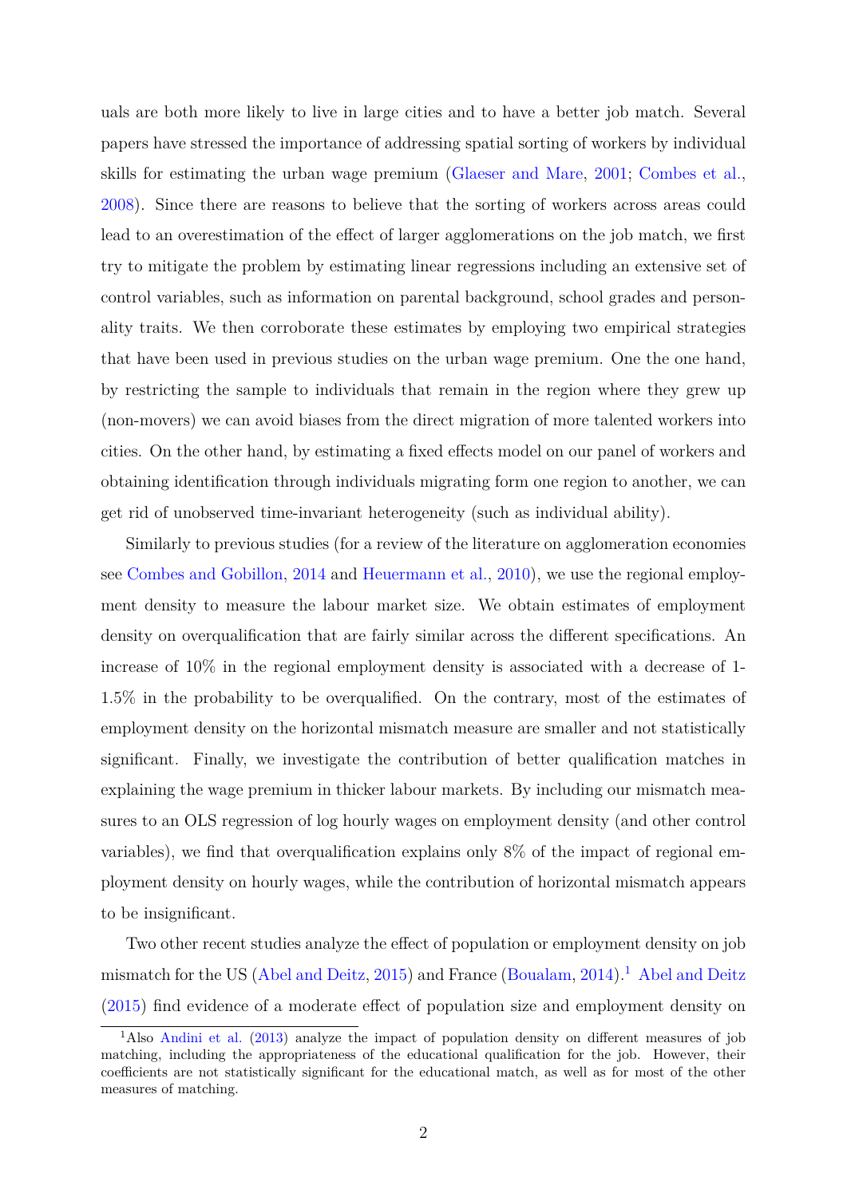uals are both more likely to live in large cities and to have a better job match. Several papers have stressed the importance of addressing spatial sorting of workers by individual skills for estimating the urban wage premium (Glaeser and Mare, 2001; Combes et al., 2008). Since there are reasons to believe that the sorting of workers across areas could lead to an overestimation of the effect of larger agglomerations on the job match, we first try to mitigate the problem by estimating linear regressions including an extensive set of control variables, such as information on parental background, school grades and personality traits. We then corroborate these estimates by employing two empirical strategies that have been used in previous studies on the urban wage premium. One the one hand, by restricting the sample to individuals that remain in the region where they grew up (non-movers) we can avoid biases from the direct migration of more talented workers into cities. On the other hand, by estimating a fixed effects model on our panel of workers and obtaining identification through individuals migrating form one region to another, we can get rid of unobserved time-invariant heterogeneity (such as individual ability).

Similarly to previous studies (for a review of the literature on agglomeration economies see Combes and Gobillon, 2014 and Heuermann et al., 2010), we use the regional employment density to measure the labour market size. We obtain estimates of employment density on overqualification that are fairly similar across the different specifications. An increase of 10% in the regional employment density is associated with a decrease of 1-1.5% in the probability to be overqualified. On the contrary, most of the estimates of employment density on the horizontal mismatch measure are smaller and not statistically significant. Finally, we investigate the contribution of better qualification matches in explaining the wage premium in thicker labour markets. By including our mismatch measures to an OLS regression of log hourly wages on employment density (and other control variables), we find that overqualification explains only 8% of the impact of regional employment density on hourly wages, while the contribution of horizontal mismatch appears to be insignificant.

Two other recent studies analyze the effect of population or employment density on job mismatch for the US (Abel and Deitz, 2015) and France (Boualam, 2014).[1] Abel and Deitz (2015) find evidence of a moderate effect of population size and employment density on

[1] Also Andini et al. (2013) analyze the impact of population density on different measures of job matching, including the appropriateness of the educational qualification for the job. However, their coefficients are not statistically significant for the educational match, as well as for most of the other measures of matching.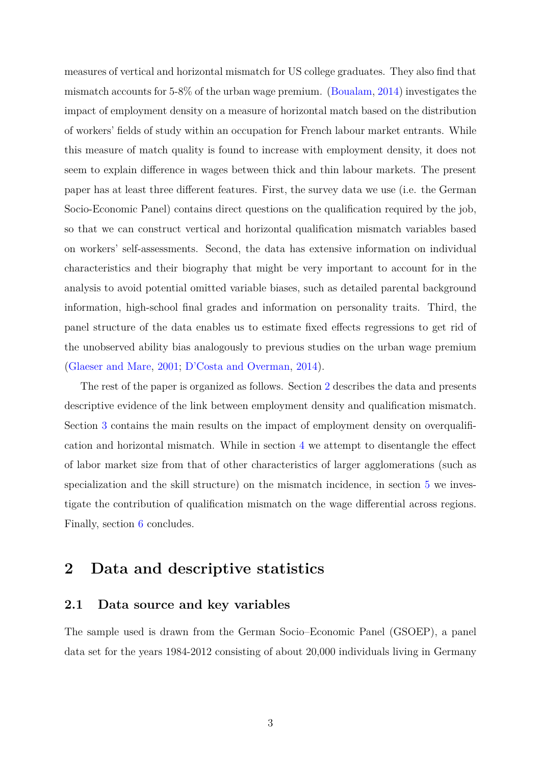measures of vertical and horizontal mismatch for US college graduates. They also find that mismatch accounts for 5-8% of the urban wage premium. (Boualam, 2014) investigates the impact of employment density on a measure of horizontal match based on the distribution of workers' fields of study within an occupation for French labour market entrants. While this measure of match quality is found to increase with employment density, it does not seem to explain difference in wages between thick and thin labour markets. The present paper has at least three different features. First, the survey data we use (i.e. the German Socio-Economic Panel) contains direct questions on the qualification required by the job, so that we can construct vertical and horizontal qualification mismatch variables based on workers' self-assessments. Second, the data has extensive information on individual characteristics and their biography that might be very important to account for in the analysis to avoid potential omitted variable biases, such as detailed parental background information, high-school final grades and information on personality traits. Third, the panel structure of the data enables us to estimate fixed effects regressions to get rid of the unobserved ability bias analogously to previous studies on the urban wage premium (Glaeser and Mare, 2001; D'Costa and Overman, 2014).

The rest of the paper is organized as follows. Section 2 describes the data and presents descriptive evidence of the link between employment density and qualification mismatch. Section 3 contains the main results on the impact of employment density on overqualification and horizontal mismatch. While in section 4 we attempt to disentangle the effect of labor market size from that of other characteristics of larger agglomerations (such as specialization and the skill structure) on the mismatch incidence, in section 5 we investigate the contribution of qualification mismatch on the wage differential across regions. Finally, section 6 concludes.

# 2 Data and descriptive statistics

## 2.1 Data source and key variables

The sample used is drawn from the German Socio–Economic Panel (GSOEP), a panel data set for the years 1984-2012 consisting of about 20,000 individuals living in Germany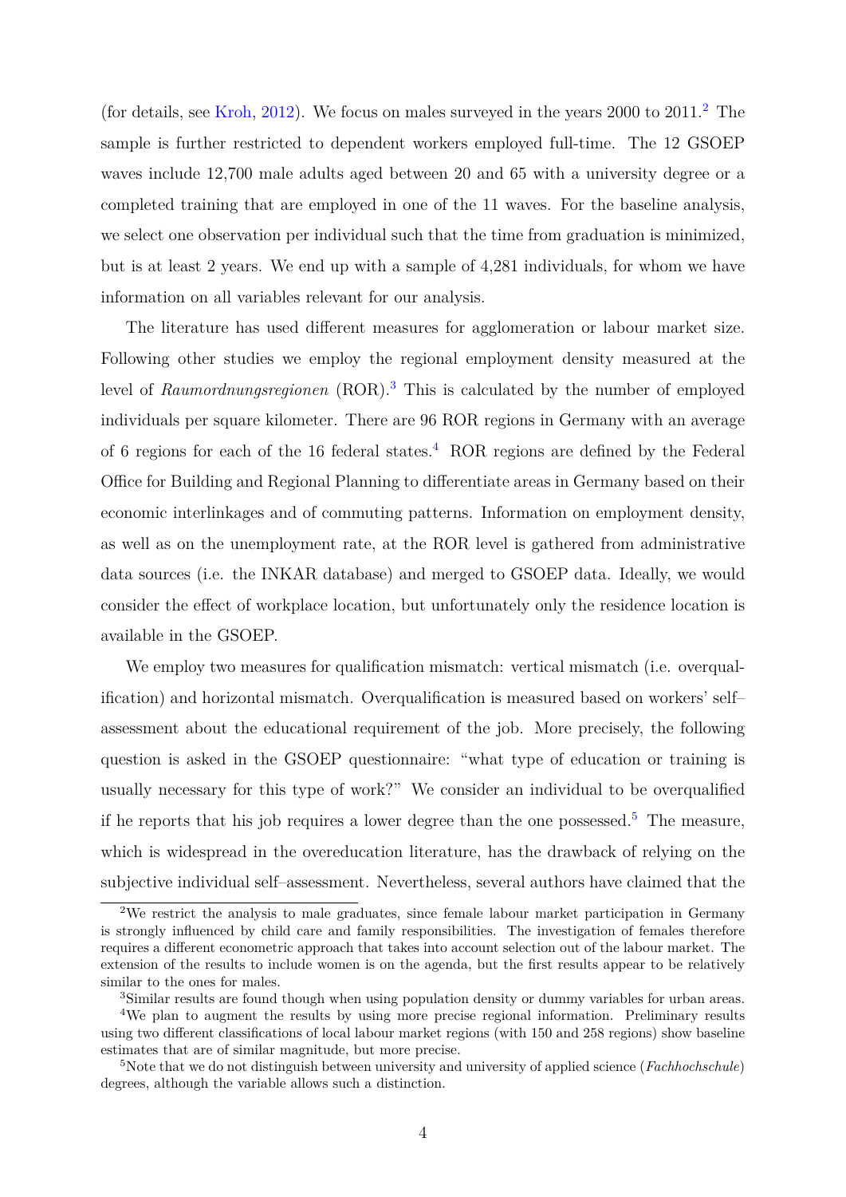(for details, see Kroh, 2012). We focus on males surveyed in the years 2000 to 2011.[2] The sample is further restricted to dependent workers employed full-time. The 12 GSOEP waves include 12,700 male adults aged between 20 and 65 with a university degree or a completed training that are employed in one of the 11 waves. For the baseline analysis, we select one observation per individual such that the time from graduation is minimized, but is at least 2 years. We end up with a sample of 4,281 individuals, for whom we have information on all variables relevant for our analysis.

The literature has used different measures for agglomeration or labour market size. Following other studies we employ the regional employment density measured at the level of *Raumordnungsregionen* (ROR).[3] This is calculated by the number of employed individuals per square kilometer. There are 96 ROR regions in Germany with an average of 6 regions for each of the 16 federal states.[4] ROR regions are defined by the Federal Office for Building and Regional Planning to differentiate areas in Germany based on their economic interlinkages and of commuting patterns. Information on employment density, as well as on the unemployment rate, at the ROR level is gathered from administrative data sources (i.e. the INKAR database) and merged to GSOEP data. Ideally, we would consider the effect of workplace location, but unfortunately only the residence location is available in the GSOEP.

We employ two measures for qualification mismatch: vertical mismatch (i.e. overqualification) and horizontal mismatch. Overqualification is measured based on workers' self–assessment about the educational requirement of the job. More precisely, the following question is asked in the GSOEP questionnaire: "what type of education or training is usually necessary for this type of work?" We consider an individual to be overqualified if he reports that his job requires a lower degree than the one possessed.[5] The measure, which is widespread in the overeducation literature, has the drawback of relying on the subjective individual self–assessment. Nevertheless, several authors have claimed that the

[2] We restrict the analysis to male graduates, since female labour market participation in Germany is strongly influenced by child care and family responsibilities. The investigation of females therefore requires a different econometric approach that takes into account selection out of the labour market. The extension of the results to include women is on the agenda, but the first results appear to be relatively similar to the ones for males.

[3] Similar results are found though when using population density or dummy variables for urban areas.

[4] We plan to augment the results by using more precise regional information. Preliminary results using two different classifications of local labour market regions (with 150 and 258 regions) show baseline estimates that are of similar magnitude, but more precise.

[5] Note that we do not distinguish between university and university of applied science (*Fachhochschule*) degrees, although the variable allows such a distinction.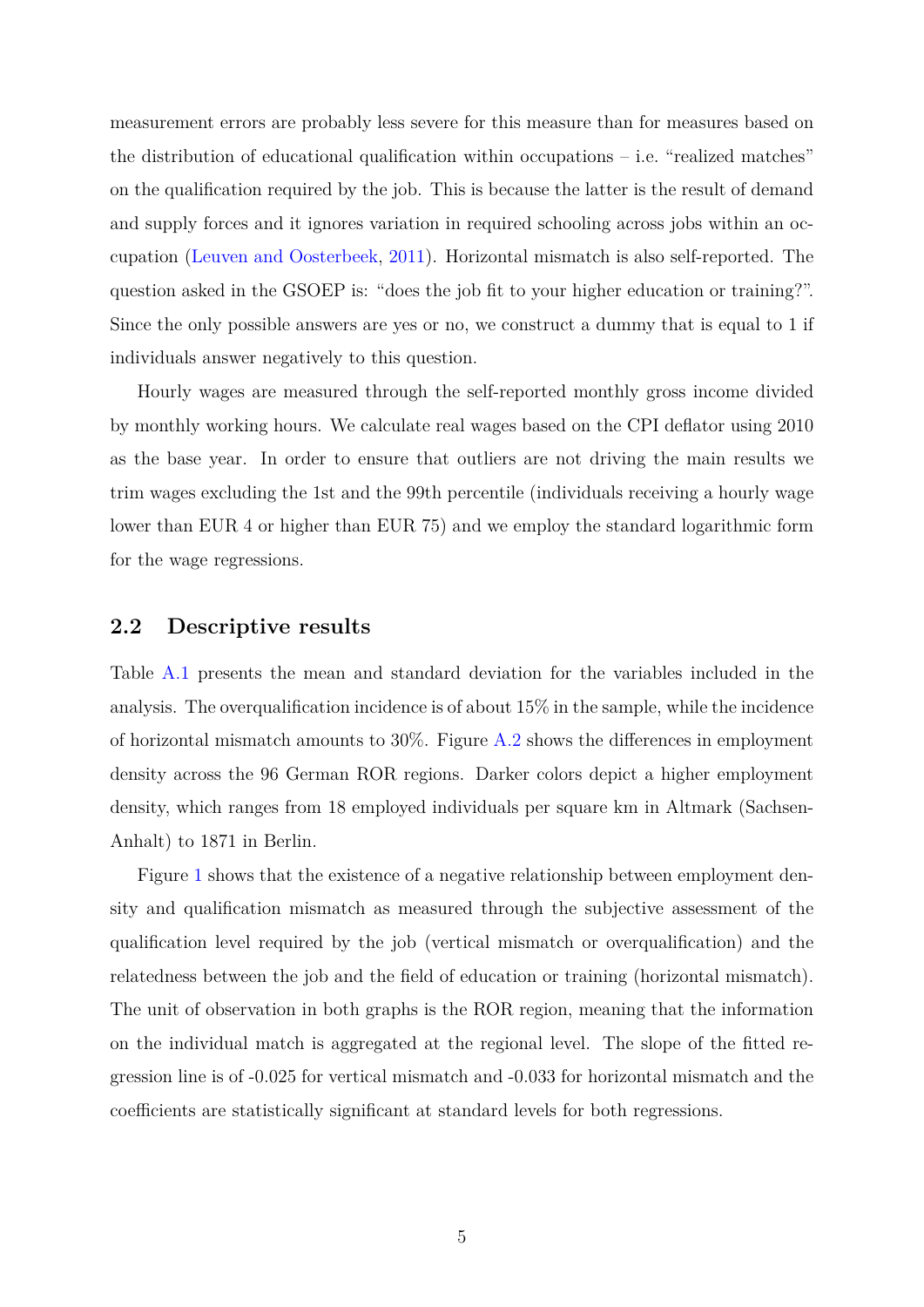measurement errors are probably less severe for this measure than for measures based on the distribution of educational qualification within occupations – i.e. "realized matches" on the qualification required by the job. This is because the latter is the result of demand and supply forces and it ignores variation in required schooling across jobs within an occupation (Leuven and Oosterbeek, 2011). Horizontal mismatch is also self-reported. The question asked in the GSOEP is: "does the job fit to your higher education or training?". Since the only possible answers are yes or no, we construct a dummy that is equal to 1 if individuals answer negatively to this question.

Hourly wages are measured through the self-reported monthly gross income divided by monthly working hours. We calculate real wages based on the CPI deflator using 2010 as the base year. In order to ensure that outliers are not driving the main results we trim wages excluding the 1st and the 99th percentile (individuals receiving a hourly wage lower than EUR 4 or higher than EUR 75) and we employ the standard logarithmic form for the wage regressions.

## 2.2 Descriptive results

Table A.1 presents the mean and standard deviation for the variables included in the analysis. The overqualification incidence is of about 15% in the sample, while the incidence of horizontal mismatch amounts to 30%. Figure A.2 shows the differences in employment density across the 96 German ROR regions. Darker colors depict a higher employment density, which ranges from 18 employed individuals per square km in Altmark (Sachsen-Anhalt) to 1871 in Berlin.

Figure 1 shows that the existence of a negative relationship between employment density and qualification mismatch as measured through the subjective assessment of the qualification level required by the job (vertical mismatch or overqualification) and the relatedness between the job and the field of education or training (horizontal mismatch). The unit of observation in both graphs is the ROR region, meaning that the information on the individual match is aggregated at the regional level. The slope of the fitted regression line is of -0.025 for vertical mismatch and -0.033 for horizontal mismatch and the coefficients are statistically significant at standard levels for both regressions.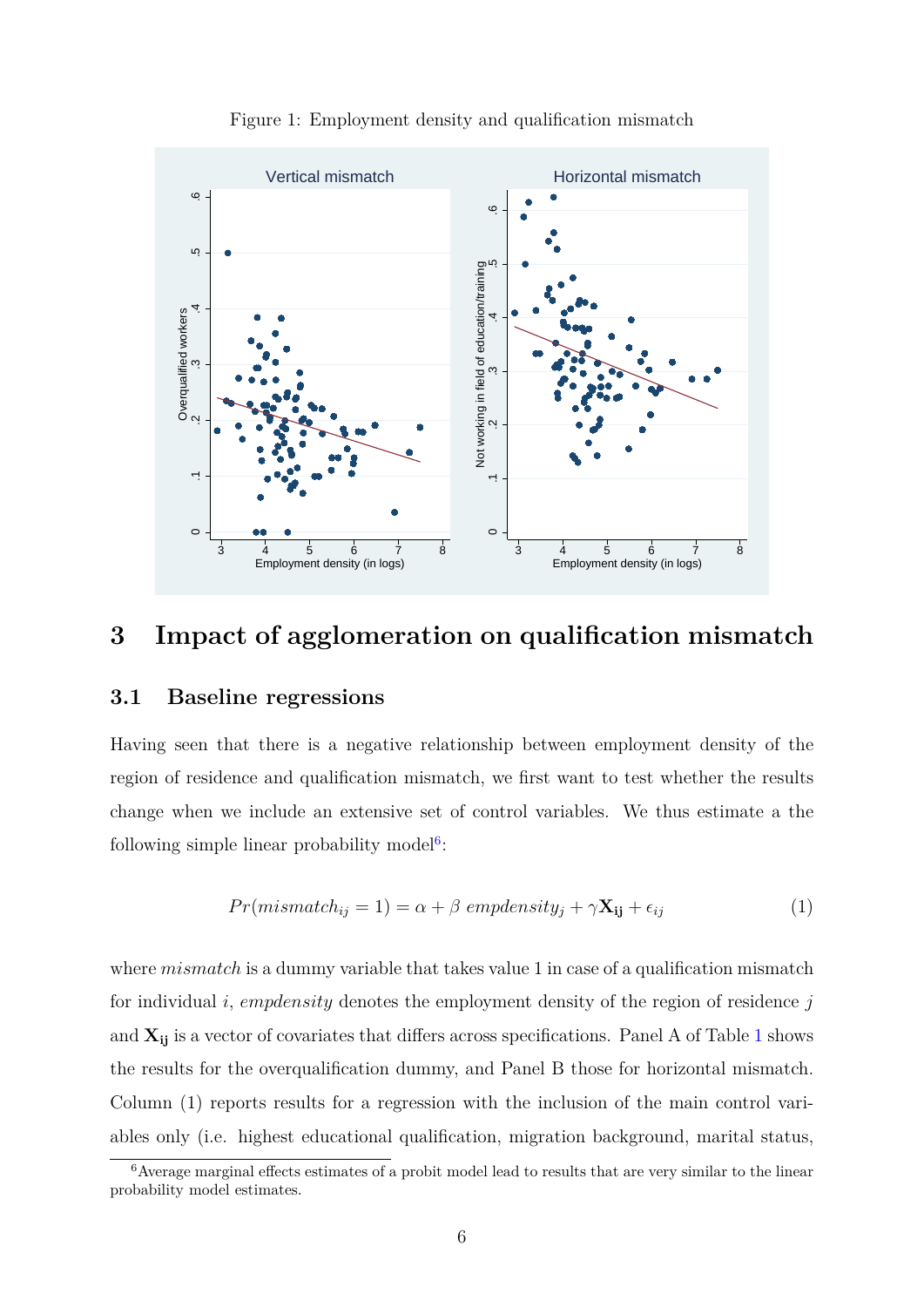Figure 1: Employment density and qualification mismatch

# 3 Impact of agglomeration on qualification mismatch

## 3.1 Baseline regressions

Having seen that there is a negative relationship between employment density of the region of residence and qualification mismatch, we first want to test whether the results change when we include an extensive set of control variables. We thus estimate a the following simple linear probability model[6]:

$$Pr(mismatch_{ij} = 1) = \alpha + \beta \ empdensity_j + \gamma \mathbf{X_{ij}} + \epsilon_{ij} \tag{1}$$

where *mismatch* is a dummy variable that takes value 1 in case of a qualification mismatch for individual $i$, *empdensity* denotes the employment density of the region of residence $j$ and $\mathbf{X_{ij}}$ is a vector of covariates that differs across specifications. Panel A of Table 1 shows the results for the overqualification dummy, and Panel B those for horizontal mismatch. Column (1) reports results for a regression with the inclusion of the main control variables only (i.e. highest educational qualification, migration background, marital status,

[6] Average marginal effects estimates of a probit model lead to results that are very similar to the linear probability model estimates.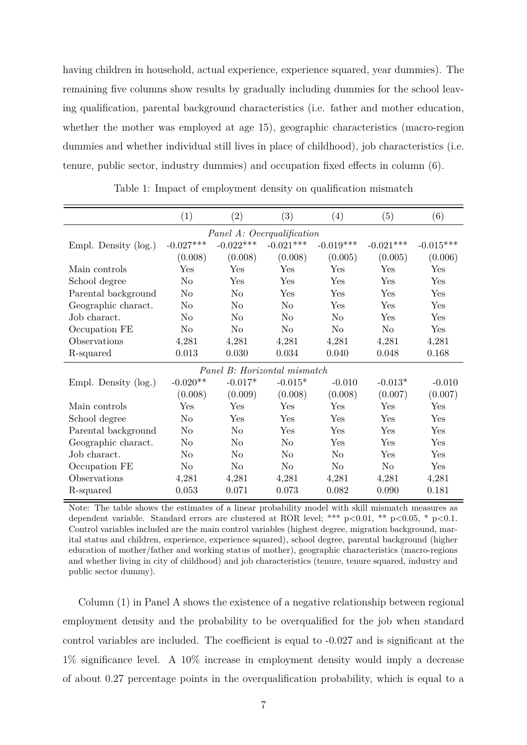having children in household, actual experience, experience squared, year dummies). The remaining five columns show results by gradually including dummies for the school leaving qualification, parental background characteristics (i.e. father and mother education, whether the mother was employed at age 15), geographic characteristics (macro-region dummies and whether individual still lives in place of childhood), job characteristics (i.e. tenure, public sector, industry dummies) and occupation fixed effects in column (6).

Table 1: Impact of employment density on qualification mismatch

| | (1) | (2) | (3) | (4) | (5) | (6) |
|---|---|---|---|---|---|---|
| | | | *Panel A: Overqualification* | | | |
| Empl. Density (log.) | -0.027*** | -0.022*** | -0.021*** | -0.019*** | -0.021*** | -0.015*** |
| | (0.008) | (0.008) | (0.008) | (0.005) | (0.005) | (0.006) |
| Main controls | Yes | Yes | Yes | Yes | Yes | Yes |
| School degree | No | Yes | Yes | Yes | Yes | Yes |
| Parental background | No | No | Yes | Yes | Yes | Yes |
| Geographic charact. | No | No | No | Yes | Yes | Yes |
| Job charact. | No | No | No | No | Yes | Yes |
| Occupation FE | No | No | No | No | No | Yes |
| Observations | 4,281 | 4,281 | 4,281 | 4,281 | 4,281 | 4,281 |
| R-squared | 0.013 | 0.030 | 0.034 | 0.040 | 0.048 | 0.168 |
| | | | *Panel B: Horizontal mismatch* | | | |
| Empl. Density (log.) | -0.020** | -0.017* | -0.015* | -0.010 | -0.013* | -0.010 |
| | (0.008) | (0.009) | (0.008) | (0.008) | (0.007) | (0.007) |
| Main controls | Yes | Yes | Yes | Yes | Yes | Yes |
| School degree | No | Yes | Yes | Yes | Yes | Yes |
| Parental background | No | No | Yes | Yes | Yes | Yes |
| Geographic charact. | No | No | No | Yes | Yes | Yes |
| Job charact. | No | No | No | No | Yes | Yes |
| Occupation FE | No | No | No | No | No | Yes |
| Observations | 4,281 | 4,281 | 4,281 | 4,281 | 4,281 | 4,281 |
| R-squared | 0.053 | 0.071 | 0.073 | 0.082 | 0.090 | 0.181 |

Note: The table shows the estimates of a linear probability model with skill mismatch measures as dependent variable. Standard errors are clustered at ROR level; *** $p<0.01$, ** $p<0.05$, * $p<0.1$. Control variables included are the main control variables (highest degree, migration background, marital status and children, experience, experience squared), school degree, parental background (higher education of mother/father and working status of mother), geographic characteristics (macro-regions and whether living in city of childhood) and job characteristics (tenure, tenure squared, industry and public sector dummy).

Column (1) in Panel A shows the existence of a negative relationship between regional employment density and the probability to be overqualified for the job when standard control variables are included. The coefficient is equal to -0.027 and is significant at the 1% significance level. A 10% increase in employment density would imply a decrease of about 0.27 percentage points in the overqualification probability, which is equal to a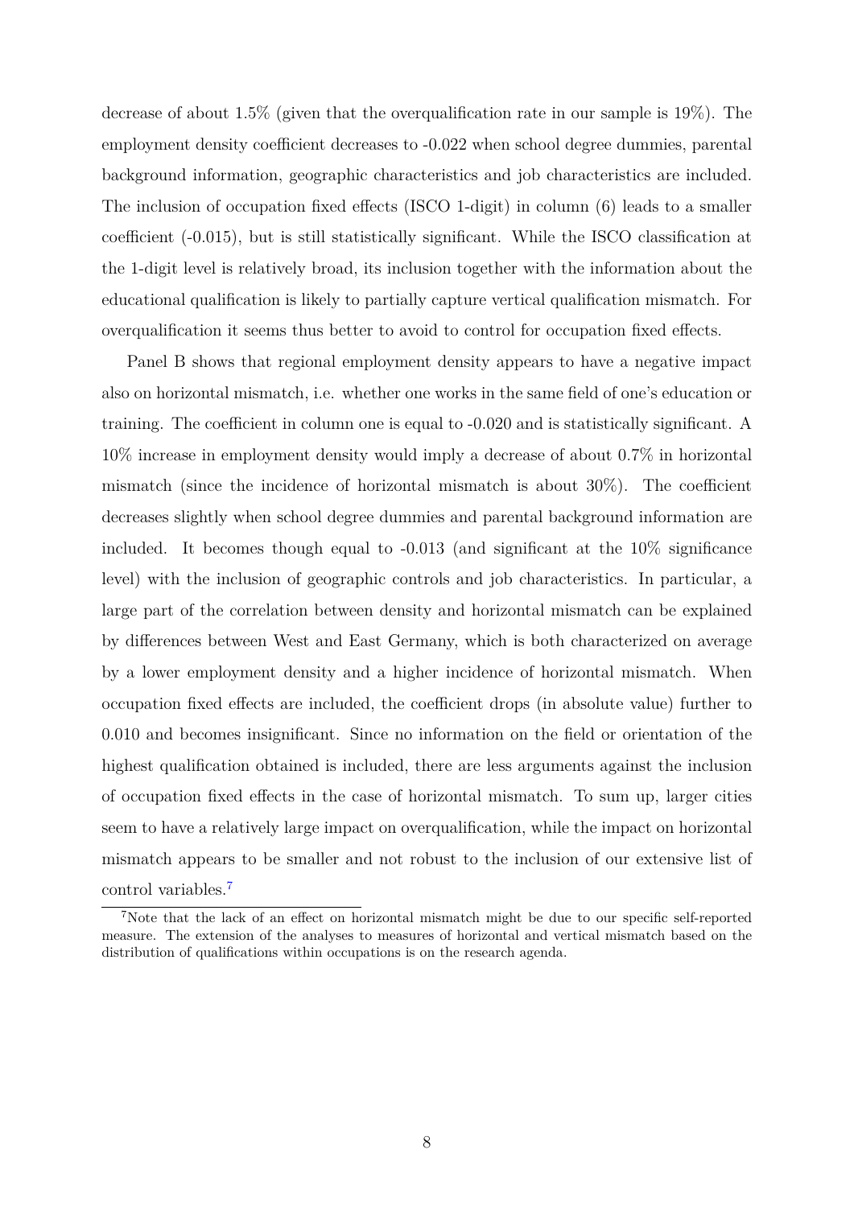decrease of about 1.5% (given that the overqualification rate in our sample is 19%). The employment density coefficient decreases to -0.022 when school degree dummies, parental background information, geographic characteristics and job characteristics are included. The inclusion of occupation fixed effects (ISCO 1-digit) in column (6) leads to a smaller coefficient (-0.015), but is still statistically significant. While the ISCO classification at the 1-digit level is relatively broad, its inclusion together with the information about the educational qualification is likely to partially capture vertical qualification mismatch. For overqualification it seems thus better to avoid to control for occupation fixed effects.

Panel B shows that regional employment density appears to have a negative impact also on horizontal mismatch, i.e. whether one works in the same field of one's education or training. The coefficient in column one is equal to -0.020 and is statistically significant. A 10% increase in employment density would imply a decrease of about 0.7% in horizontal mismatch (since the incidence of horizontal mismatch is about 30%). The coefficient decreases slightly when school degree dummies and parental background information are included. It becomes though equal to -0.013 (and significant at the 10% significance level) with the inclusion of geographic controls and job characteristics. In particular, a large part of the correlation between density and horizontal mismatch can be explained by differences between West and East Germany, which is both characterized on average by a lower employment density and a higher incidence of horizontal mismatch. When occupation fixed effects are included, the coefficient drops (in absolute value) further to 0.010 and becomes insignificant. Since no information on the field or orientation of the highest qualification obtained is included, there are less arguments against the inclusion of occupation fixed effects in the case of horizontal mismatch. To sum up, larger cities seem to have a relatively large impact on overqualification, while the impact on horizontal mismatch appears to be smaller and not robust to the inclusion of our extensive list of control variables.[7]

[7]Note that the lack of an effect on horizontal mismatch might be due to our specific self-reported measure. The extension of the analyses to measures of horizontal and vertical mismatch based on the distribution of qualifications within occupations is on the research agenda.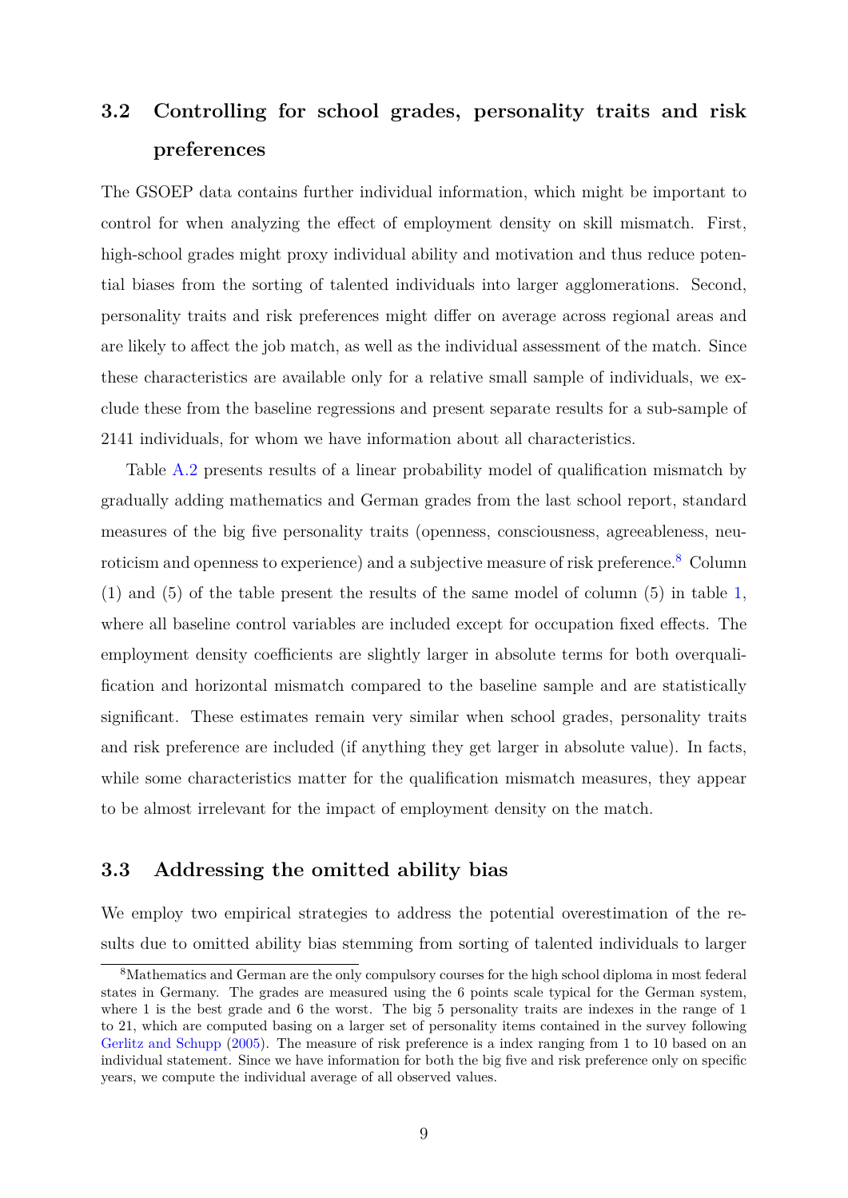## 3.2 Controlling for school grades, personality traits and risk preferences

The GSOEP data contains further individual information, which might be important to control for when analyzing the effect of employment density on skill mismatch. First, high-school grades might proxy individual ability and motivation and thus reduce potential biases from the sorting of talented individuals into larger agglomerations. Second, personality traits and risk preferences might differ on average across regional areas and are likely to affect the job match, as well as the individual assessment of the match. Since these characteristics are available only for a relative small sample of individuals, we exclude these from the baseline regressions and present separate results for a sub-sample of 2141 individuals, for whom we have information about all characteristics.

Table A.2 presents results of a linear probability model of qualification mismatch by gradually adding mathematics and German grades from the last school report, standard measures of the big five personality traits (openness, consciousness, agreeableness, neuroticism and openness to experience) and a subjective measure of risk preference.[8] Column (1) and (5) of the table present the results of the same model of column (5) in table 1, where all baseline control variables are included except for occupation fixed effects. The employment density coefficients are slightly larger in absolute terms for both overqualification and horizontal mismatch compared to the baseline sample and are statistically significant. These estimates remain very similar when school grades, personality traits and risk preference are included (if anything they get larger in absolute value). In facts, while some characteristics matter for the qualification mismatch measures, they appear to be almost irrelevant for the impact of employment density on the match.

## 3.3 Addressing the omitted ability bias

We employ two empirical strategies to address the potential overestimation of the results due to omitted ability bias stemming from sorting of talented individuals to larger

[8] Mathematics and German are the only compulsory courses for the high school diploma in most federal states in Germany. The grades are measured using the 6 points scale typical for the German system, where 1 is the best grade and 6 the worst. The big 5 personality traits are indexes in the range of 1 to 21, which are computed basing on a larger set of personality items contained in the survey following Gerlitz and Schupp (2005). The measure of risk preference is a index ranging from 1 to 10 based on an individual statement. Since we have information for both the big five and risk preference only on specific years, we compute the individual average of all observed values.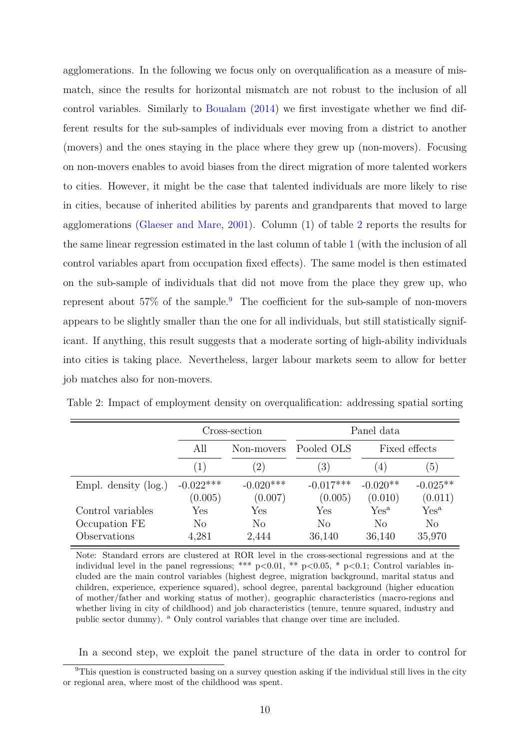agglomerations. In the following we focus only on overqualification as a measure of mismatch, since the results for horizontal mismatch are not robust to the inclusion of all control variables. Similarly to Boualam (2014) we first investigate whether we find different results for the sub-samples of individuals ever moving from a district to another (movers) and the ones staying in the place where they grew up (non-movers). Focusing on non-movers enables to avoid biases from the direct migration of more talented workers to cities. However, it might be the case that talented individuals are more likely to rise in cities, because of inherited abilities by parents and grandparents that moved to large agglomerations (Glaeser and Mare, 2001). Column (1) of table 2 reports the results for the same linear regression estimated in the last column of table 1 (with the inclusion of all control variables apart from occupation fixed effects). The same model is then estimated on the sub-sample of individuals that did not move from the place they grew up, who represent about 57% of the sample.[9] The coefficient for the sub-sample of non-movers appears to be slightly smaller than the one for all individuals, but still statistically significant. If anything, this result suggests that a moderate sorting of high-ability individuals into cities is taking place. Nevertheless, larger labour markets seem to allow for better job matches also for non-movers.

Table 2: Impact of employment density on overqualification: addressing spatial sorting

| | Cross-section | | Panel data | | |
|---|---|---|---|---|---|
| | All | Non-movers | Pooled OLS | Fixed effects | |
| | (1) | (2) | (3) | (4) | (5) |
| Empl. density (log.) | -0.022*** | -0.020*** | -0.017*** | -0.020** | -0.025** |
| | (0.005) | (0.007) | (0.005) | (0.010) | (0.011) |
| Control variables | Yes | Yes | Yes | Yes[a] | Yes[a] |
| Occupation FE | No | No | No | No | No |
| Observations | 4,281 | 2,444 | 36,140 | 36,140 | 35,970 |

Note: Standard errors are clustered at ROR level in the cross-sectional regressions and at the individual level in the panel regressions; *** p<0.01, ** p<0.05, * p<0.1; Control variables included are the main control variables (highest degree, migration background, marital status and children, experience, experience squared), school degree, parental background (higher education of mother/father and working status of mother), geographic characteristics (macro-regions and whether living in city of childhood) and job characteristics (tenure, tenure squared, industry and public sector dummy). [a] Only control variables that change over time are included.

In a second step, we exploit the panel structure of the data in order to control for

[9] This question is constructed basing on a survey question asking if the individual still lives in the city or regional area, where most of the childhood was spent.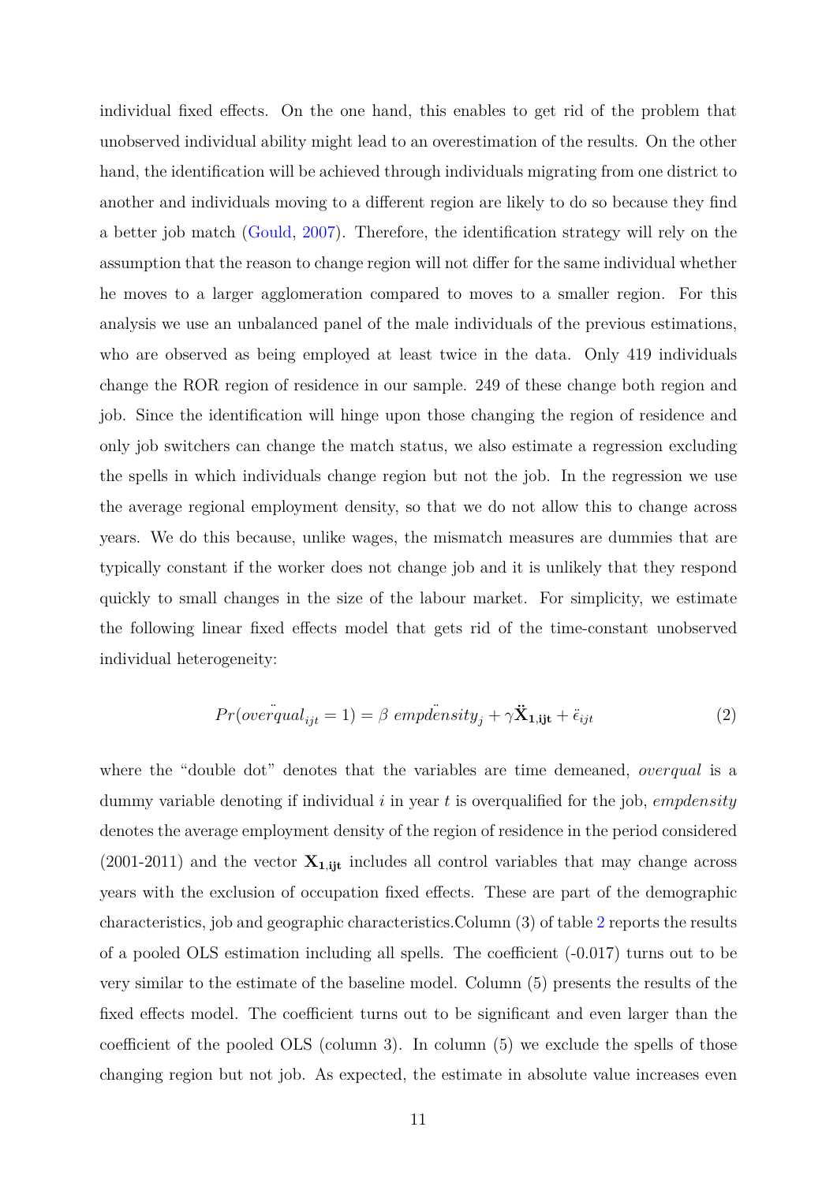individual fixed effects. On the one hand, this enables to get rid of the problem that unobserved individual ability might lead to an overestimation of the results. On the other hand, the identification will be achieved through individuals migrating from one district to another and individuals moving to a different region are likely to do so because they find a better job match (Gould, 2007). Therefore, the identification strategy will rely on the assumption that the reason to change region will not differ for the same individual whether he moves to a larger agglomeration compared to moves to a smaller region. For this analysis we use an unbalanced panel of the male individuals of the previous estimations, who are observed as being employed at least twice in the data. Only 419 individuals change the ROR region of residence in our sample. 249 of these change both region and job. Since the identification will hinge upon those changing the region of residence and only job switchers can change the match status, we also estimate a regression excluding the spells in which individuals change region but not the job. In the regression we use the average regional employment density, so that we do not allow this to change across years. We do this because, unlike wages, the mismatch measures are dummies that are typically constant if the worker does not change job and it is unlikely that they respond quickly to small changes in the size of the labour market. For simplicity, we estimate the following linear fixed effects model that gets rid of the time-constant unobserved individual heterogeneity:

$$Pr(\ddot{overqual}_{ijt} = 1) = \beta \ \ddot{empdensity}_j + \gamma \ddot{\mathbf{X}}_{\mathbf{1,ijt}} + \ddot{\epsilon}_{ijt} \tag{2}$$

where the "double dot" denotes that the variables are time demeaned, *overqual* is a dummy variable denoting if individual $i$ in year $t$ is overqualified for the job, *empdensity* denotes the average employment density of the region of residence in the period considered (2001-2011) and the vector $\mathbf{X}_{\mathbf{1,ijt}}$ includes all control variables that may change across years with the exclusion of occupation fixed effects. These are part of the demographic characteristics, job and geographic characteristics.Column (3) of table 2 reports the results of a pooled OLS estimation including all spells. The coefficient (-0.017) turns out to be very similar to the estimate of the baseline model. Column (5) presents the results of the fixed effects model. The coefficient turns out to be significant and even larger than the coefficient of the pooled OLS (column 3). In column (5) we exclude the spells of those changing region but not job. As expected, the estimate in absolute value increases even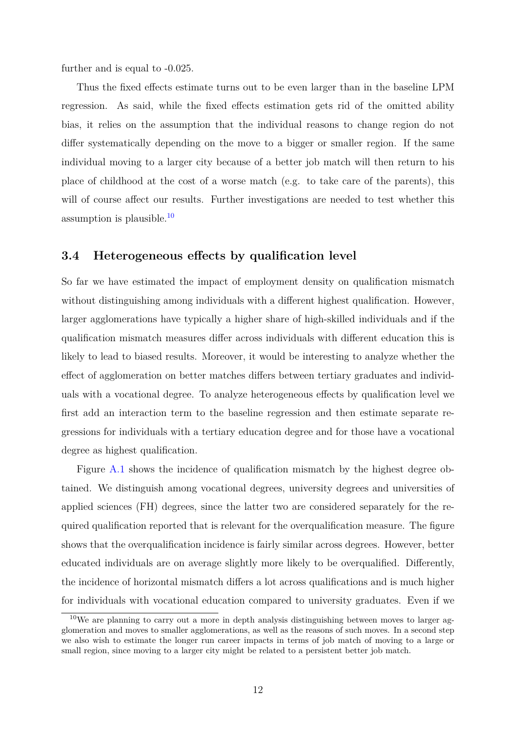further and is equal to -0.025.

Thus the fixed effects estimate turns out to be even larger than in the baseline LPM regression. As said, while the fixed effects estimation gets rid of the omitted ability bias, it relies on the assumption that the individual reasons to change region do not differ systematically depending on the move to a bigger or smaller region. If the same individual moving to a larger city because of a better job match will then return to his place of childhood at the cost of a worse match (e.g. to take care of the parents), this will of course affect our results. Further investigations are needed to test whether this assumption is plausible.[10]

### 3.4 Heterogeneous effects by qualification level

So far we have estimated the impact of employment density on qualification mismatch without distinguishing among individuals with a different highest qualification. However, larger agglomerations have typically a higher share of high-skilled individuals and if the qualification mismatch measures differ across individuals with different education this is likely to lead to biased results. Moreover, it would be interesting to analyze whether the effect of agglomeration on better matches differs between tertiary graduates and individuals with a vocational degree. To analyze heterogeneous effects by qualification level we first add an interaction term to the baseline regression and then estimate separate regressions for individuals with a tertiary education degree and for those have a vocational degree as highest qualification.

Figure A.1 shows the incidence of qualification mismatch by the highest degree obtained. We distinguish among vocational degrees, university degrees and universities of applied sciences (FH) degrees, since the latter two are considered separately for the required qualification reported that is relevant for the overqualification measure. The figure shows that the overqualification incidence is fairly similar across degrees. However, better educated individuals are on average slightly more likely to be overqualified. Differently, the incidence of horizontal mismatch differs a lot across qualifications and is much higher for individuals with vocational education compared to university graduates. Even if we

[10] We are planning to carry out a more in depth analysis distinguishing between moves to larger agglomeration and moves to smaller agglomerations, as well as the reasons of such moves. In a second step we also wish to estimate the longer run career impacts in terms of job match of moving to a large or small region, since moving to a larger city might be related to a persistent better job match.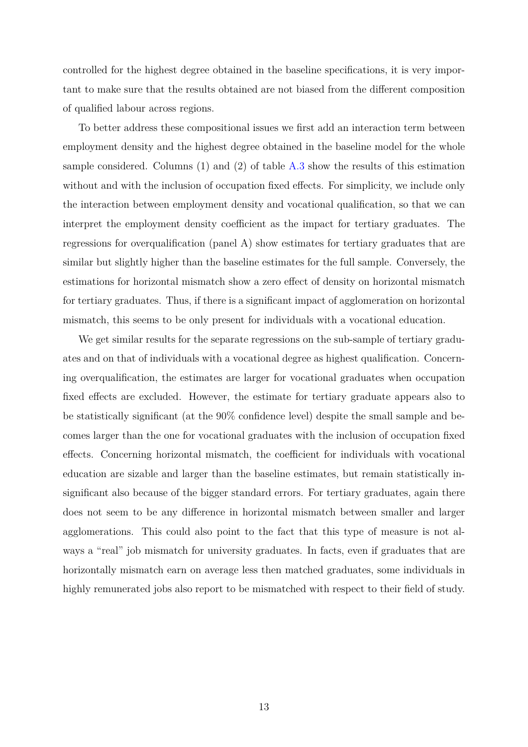controlled for the highest degree obtained in the baseline specifications, it is very important to make sure that the results obtained are not biased from the different composition of qualified labour across regions.

To better address these compositional issues we first add an interaction term between employment density and the highest degree obtained in the baseline model for the whole sample considered. Columns (1) and (2) of table A.3 show the results of this estimation without and with the inclusion of occupation fixed effects. For simplicity, we include only the interaction between employment density and vocational qualification, so that we can interpret the employment density coefficient as the impact for tertiary graduates. The regressions for overqualification (panel A) show estimates for tertiary graduates that are similar but slightly higher than the baseline estimates for the full sample. Conversely, the estimations for horizontal mismatch show a zero effect of density on horizontal mismatch for tertiary graduates. Thus, if there is a significant impact of agglomeration on horizontal mismatch, this seems to be only present for individuals with a vocational education.

We get similar results for the separate regressions on the sub-sample of tertiary graduates and on that of individuals with a vocational degree as highest qualification. Concerning overqualification, the estimates are larger for vocational graduates when occupation fixed effects are excluded. However, the estimate for tertiary graduate appears also to be statistically significant (at the 90% confidence level) despite the small sample and becomes larger than the one for vocational graduates with the inclusion of occupation fixed effects. Concerning horizontal mismatch, the coefficient for individuals with vocational education are sizable and larger than the baseline estimates, but remain statistically insignificant also because of the bigger standard errors. For tertiary graduates, again there does not seem to be any difference in horizontal mismatch between smaller and larger agglomerations. This could also point to the fact that this type of measure is not always a "real" job mismatch for university graduates. In facts, even if graduates that are horizontally mismatch earn on average less then matched graduates, some individuals in highly remunerated jobs also report to be mismatched with respect to their field of study.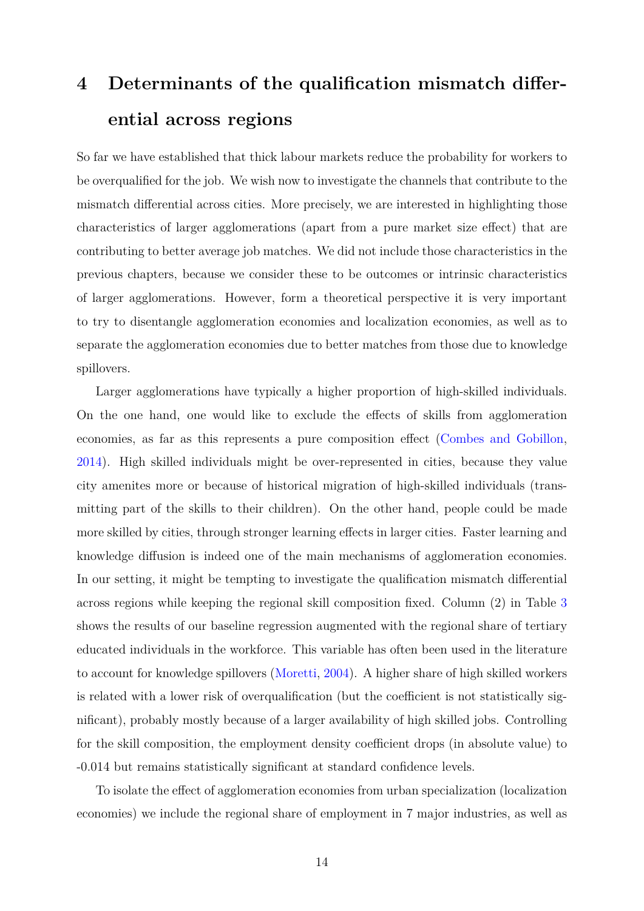# 4 Determinants of the qualification mismatch differential across regions

So far we have established that thick labour markets reduce the probability for workers to be overqualified for the job. We wish now to investigate the channels that contribute to the mismatch differential across cities. More precisely, we are interested in highlighting those characteristics of larger agglomerations (apart from a pure market size effect) that are contributing to better average job matches. We did not include those characteristics in the previous chapters, because we consider these to be outcomes or intrinsic characteristics of larger agglomerations. However, form a theoretical perspective it is very important to try to disentangle agglomeration economies and localization economies, as well as to separate the agglomeration economies due to better matches from those due to knowledge spillovers.

Larger agglomerations have typically a higher proportion of high-skilled individuals. On the one hand, one would like to exclude the effects of skills from agglomeration economies, as far as this represents a pure composition effect (Combes and Gobillon, 2014). High skilled individuals might be over-represented in cities, because they value city amenites more or because of historical migration of high-skilled individuals (transmitting part of the skills to their children). On the other hand, people could be made more skilled by cities, through stronger learning effects in larger cities. Faster learning and knowledge diffusion is indeed one of the main mechanisms of agglomeration economies. In our setting, it might be tempting to investigate the qualification mismatch differential across regions while keeping the regional skill composition fixed. Column (2) in Table 3 shows the results of our baseline regression augmented with the regional share of tertiary educated individuals in the workforce. This variable has often been used in the literature to account for knowledge spillovers (Moretti, 2004). A higher share of high skilled workers is related with a lower risk of overqualification (but the coefficient is not statistically significant), probably mostly because of a larger availability of high skilled jobs. Controlling for the skill composition, the employment density coefficient drops (in absolute value) to -0.014 but remains statistically significant at standard confidence levels.

To isolate the effect of agglomeration economies from urban specialization (localization economies) we include the regional share of employment in 7 major industries, as well as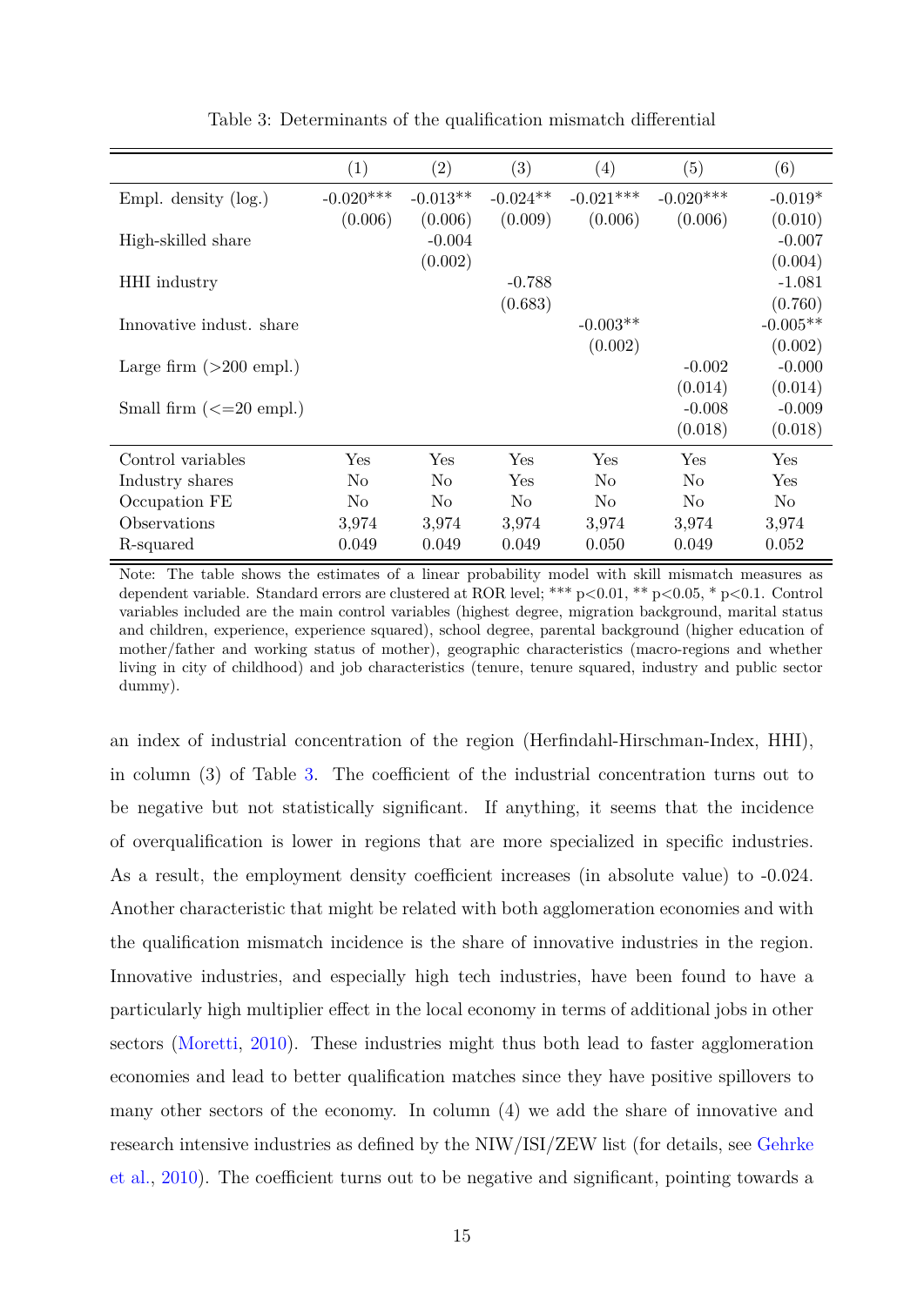Table 3: Determinants of the qualification mismatch differential

| | (1) | (2) | (3) | (4) | (5) | (6) |
|---|---|---|---|---|---|---|
| Empl. density (log.) | -0.020*** | -0.013** | -0.024** | -0.021*** | -0.020*** | -0.019* |
| | (0.006) | (0.006) | (0.009) | (0.006) | (0.006) | (0.010) |
| High-skilled share | | -0.004 | | | | -0.007 |
| | | (0.002) | | | | (0.004) |
| HHI industry | | | -0.788 | | | -1.081 |
| | | | (0.683) | | | (0.760) |
| Innovative indust. share | | | | -0.003** | | -0.005** |
| | | | | (0.002) | | (0.002) |
| Large firm (>200 empl.) | | | | | -0.002 | -0.000 |
| | | | | | (0.014) | (0.014) |
| Small firm (<=20 empl.) | | | | | -0.008 | -0.009 |
| | | | | | (0.018) | (0.018) |
| Control variables | Yes | Yes | Yes | Yes | Yes | Yes |
| Industry shares | No | No | Yes | No | No | Yes |
| Occupation FE | No | No | No | No | No | No |
| Observations | 3,974 | 3,974 | 3,974 | 3,974 | 3,974 | 3,974 |
| R-squared | 0.049 | 0.049 | 0.049 | 0.050 | 0.049 | 0.052 |

Note: The table shows the estimates of a linear probability model with skill mismatch measures as dependent variable. Standard errors are clustered at ROR level; *** p<0.01, ** p<0.05, * p<0.1. Control variables included are the main control variables (highest degree, migration background, marital status and children, experience, experience squared), school degree, parental background (higher education of mother/father and working status of mother), geographic characteristics (macro-regions and whether living in city of childhood) and job characteristics (tenure, tenure squared, industry and public sector dummy).

an index of industrial concentration of the region (Herfindahl-Hirschman-Index, HHI), in column (3) of Table 3. The coefficient of the industrial concentration turns out to be negative but not statistically significant. If anything, it seems that the incidence of overqualification is lower in regions that are more specialized in specific industries. As a result, the employment density coefficient increases (in absolute value) to -0.024. Another characteristic that might be related with both agglomeration economies and with the qualification mismatch incidence is the share of innovative industries in the region. Innovative industries, and especially high tech industries, have been found to have a particularly high multiplier effect in the local economy in terms of additional jobs in other sectors (Moretti, 2010). These industries might thus both lead to faster agglomeration economies and lead to better qualification matches since they have positive spillovers to many other sectors of the economy. In column (4) we add the share of innovative and research intensive industries as defined by the NIW/ISI/ZEW list (for details, see Gehrke et al., 2010). The coefficient turns out to be negative and significant, pointing towards a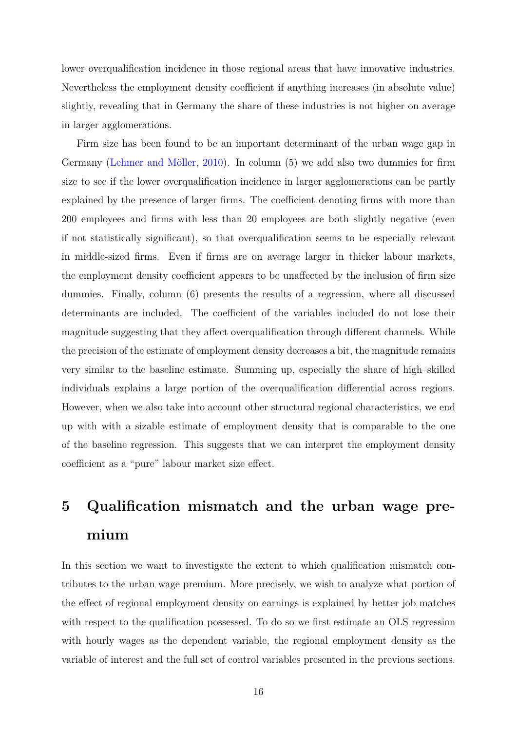lower overqualification incidence in those regional areas that have innovative industries. Nevertheless the employment density coefficient if anything increases (in absolute value) slightly, revealing that in Germany the share of these industries is not higher on average in larger agglomerations.

Firm size has been found to be an important determinant of the urban wage gap in Germany (Lehmer and Möller, 2010). In column (5) we add also two dummies for firm size to see if the lower overqualification incidence in larger agglomerations can be partly explained by the presence of larger firms. The coefficient denoting firms with more than 200 employees and firms with less than 20 employees are both slightly negative (even if not statistically significant), so that overqualification seems to be especially relevant in middle-sized firms. Even if firms are on average larger in thicker labour markets, the employment density coefficient appears to be unaffected by the inclusion of firm size dummies. Finally, column (6) presents the results of a regression, where all discussed determinants are included. The coefficient of the variables included do not lose their magnitude suggesting that they affect overqualification through different channels. While the precision of the estimate of employment density decreases a bit, the magnitude remains very similar to the baseline estimate. Summing up, especially the share of high–skilled individuals explains a large portion of the overqualification differential across regions. However, when we also take into account other structural regional characteristics, we end up with with a sizable estimate of employment density that is comparable to the one of the baseline regression. This suggests that we can interpret the employment density coefficient as a "pure" labour market size effect.

# 5 Qualification mismatch and the urban wage premium

In this section we want to investigate the extent to which qualification mismatch contributes to the urban wage premium. More precisely, we wish to analyze what portion of the effect of regional employment density on earnings is explained by better job matches with respect to the qualification possessed. To do so we first estimate an OLS regression with hourly wages as the dependent variable, the regional employment density as the variable of interest and the full set of control variables presented in the previous sections.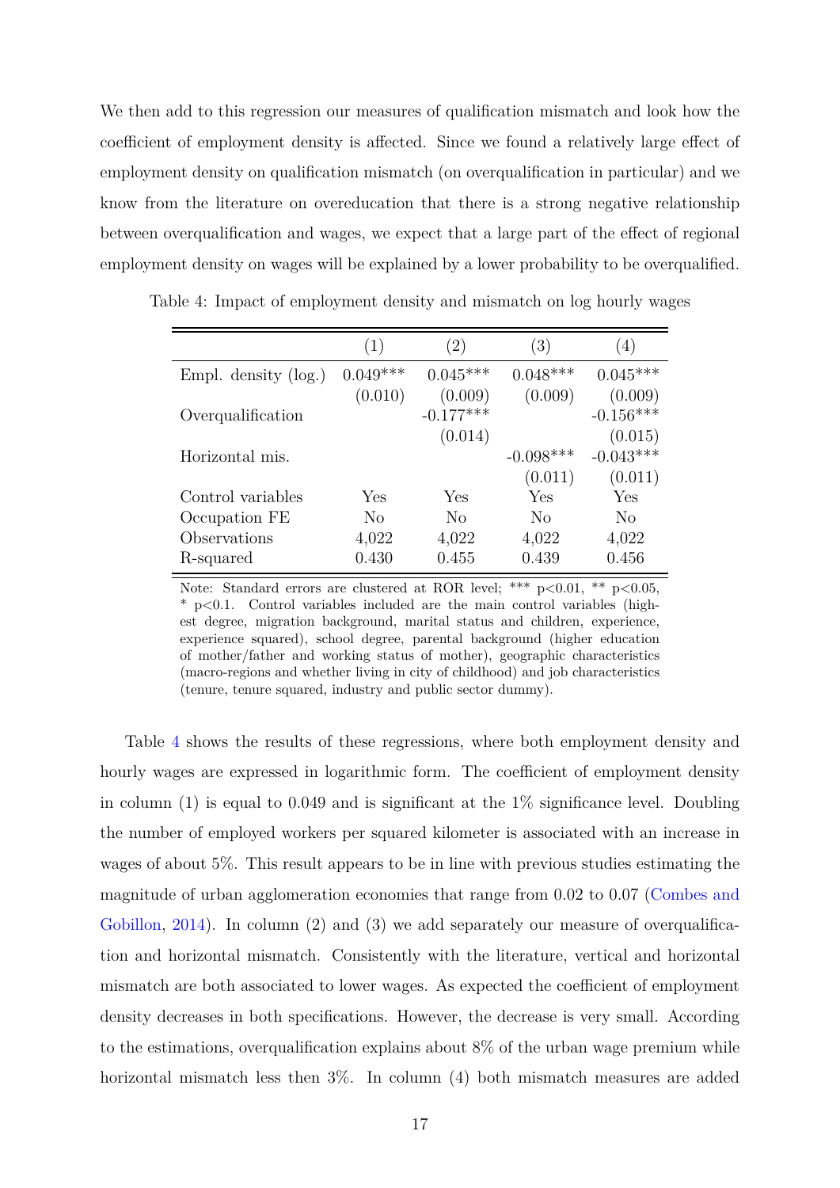We then add to this regression our measures of qualification mismatch and look how the coefficient of employment density is affected. Since we found a relatively large effect of employment density on qualification mismatch (on overqualification in particular) and we know from the literature on overeducation that there is a strong negative relationship between overqualification and wages, we expect that a large part of the effect of regional employment density on wages will be explained by a lower probability to be overqualified.

Table 4: Impact of employment density and mismatch on log hourly wages

| | (1) | (2) | (3) | (4) |
|---|---|---|---|---|
| Empl. density (log.) | 0.049*** | 0.045*** | 0.048*** | 0.045*** |
| | (0.010) | (0.009) | (0.009) | (0.009) |
| Overqualification | | -0.177*** | | -0.156*** |
| | | (0.014) | | (0.015) |
| Horizontal mis. | | | -0.098*** | -0.043*** |
| | | | (0.011) | (0.011) |
| Control variables | Yes | Yes | Yes | Yes |
| Occupation FE | No | No | No | No |
| Observations | 4,022 | 4,022 | 4,022 | 4,022 |
| R-squared | 0.430 | 0.455 | 0.439 | 0.456 |

Note: Standard errors are clustered at ROR level; *** p<0.01, ** p<0.05, * p<0.1. Control variables included are the main control variables (highest degree, migration background, marital status and children, experience, experience squared), school degree, parental background (higher education of mother/father and working status of mother), geographic characteristics (macro-regions and whether living in city of childhood) and job characteristics (tenure, tenure squared, industry and public sector dummy).

Table 4 shows the results of these regressions, where both employment density and hourly wages are expressed in logarithmic form. The coefficient of employment density in column (1) is equal to 0.049 and is significant at the 1% significance level. Doubling the number of employed workers per squared kilometer is associated with an increase in wages of about 5%. This result appears to be in line with previous studies estimating the magnitude of urban agglomeration economies that range from 0.02 to 0.07 (Combes and Gobillon, 2014). In column (2) and (3) we add separately our measure of overqualification and horizontal mismatch. Consistently with the literature, vertical and horizontal mismatch are both associated to lower wages. As expected the coefficient of employment density decreases in both specifications. However, the decrease is very small. According to the estimations, overqualification explains about 8% of the urban wage premium while horizontal mismatch less then 3%. In column (4) both mismatch measures are added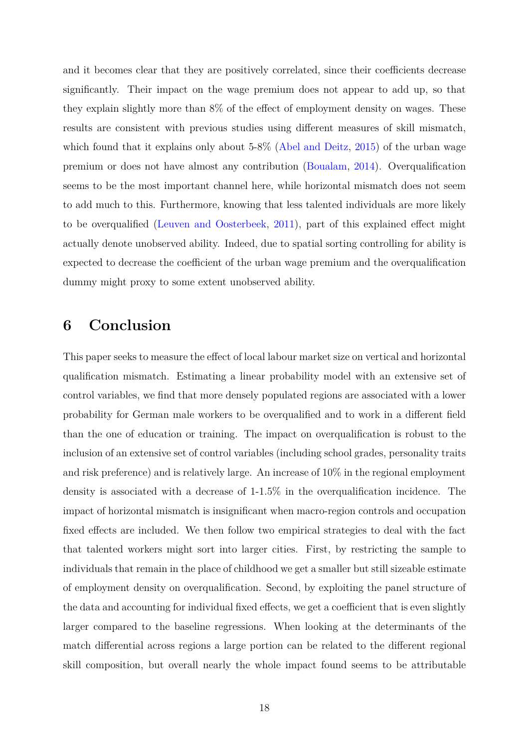and it becomes clear that they are positively correlated, since their coefficients decrease significantly. Their impact on the wage premium does not appear to add up, so that they explain slightly more than 8% of the effect of employment density on wages. These results are consistent with previous studies using different measures of skill mismatch, which found that it explains only about 5-8% (Abel and Deitz, 2015) of the urban wage premium or does not have almost any contribution (Boualam, 2014). Overqualification seems to be the most important channel here, while horizontal mismatch does not seem to add much to this. Furthermore, knowing that less talented individuals are more likely to be overqualified (Leuven and Oosterbeek, 2011), part of this explained effect might actually denote unobserved ability. Indeed, due to spatial sorting controlling for ability is expected to decrease the coefficient of the urban wage premium and the overqualification dummy might proxy to some extent unobserved ability.

# 6 Conclusion

This paper seeks to measure the effect of local labour market size on vertical and horizontal qualification mismatch. Estimating a linear probability model with an extensive set of control variables, we find that more densely populated regions are associated with a lower probability for German male workers to be overqualified and to work in a different field than the one of education or training. The impact on overqualification is robust to the inclusion of an extensive set of control variables (including school grades, personality traits and risk preference) and is relatively large. An increase of 10% in the regional employment density is associated with a decrease of 1-1.5% in the overqualification incidence. The impact of horizontal mismatch is insignificant when macro-region controls and occupation fixed effects are included. We then follow two empirical strategies to deal with the fact that talented workers might sort into larger cities. First, by restricting the sample to individuals that remain in the place of childhood we get a smaller but still sizeable estimate of employment density on overqualification. Second, by exploiting the panel structure of the data and accounting for individual fixed effects, we get a coefficient that is even slightly larger compared to the baseline regressions. When looking at the determinants of the match differential across regions a large portion can be related to the different regional skill composition, but overall nearly the whole impact found seems to be attributable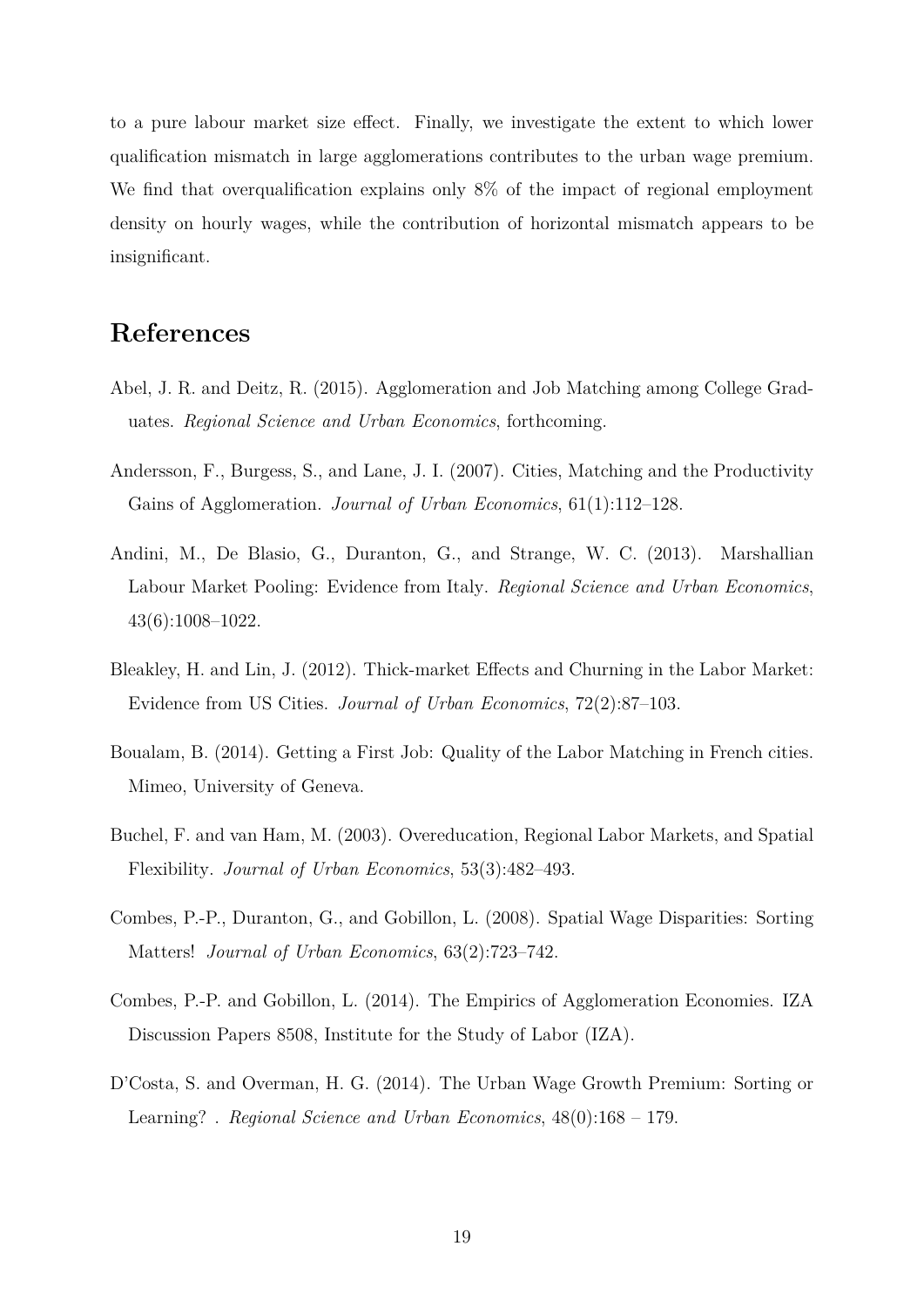to a pure labour market size effect. Finally, we investigate the extent to which lower qualification mismatch in large agglomerations contributes to the urban wage premium. We find that overqualification explains only 8% of the impact of regional employment density on hourly wages, while the contribution of horizontal mismatch appears to be insignificant.

## References

Abel, J. R. and Deitz, R. (2015). Agglomeration and Job Matching among College Graduates. *Regional Science and Urban Economics*, forthcoming.

Andersson, F., Burgess, S., and Lane, J. I. (2007). Cities, Matching and the Productivity Gains of Agglomeration. *Journal of Urban Economics*, 61(1):112–128.

Andini, M., De Blasio, G., Duranton, G., and Strange, W. C. (2013). Marshallian Labour Market Pooling: Evidence from Italy. *Regional Science and Urban Economics*, 43(6):1008–1022.

Bleakley, H. and Lin, J. (2012). Thick-market Effects and Churning in the Labor Market: Evidence from US Cities. *Journal of Urban Economics*, 72(2):87–103.

Boualam, B. (2014). Getting a First Job: Quality of the Labor Matching in French cities. Mimeo, University of Geneva.

Buchel, F. and van Ham, M. (2003). Overeducation, Regional Labor Markets, and Spatial Flexibility. *Journal of Urban Economics*, 53(3):482–493.

Combes, P.-P., Duranton, G., and Gobillon, L. (2008). Spatial Wage Disparities: Sorting Matters! *Journal of Urban Economics*, 63(2):723–742.

Combes, P.-P. and Gobillon, L. (2014). The Empirics of Agglomeration Economies. IZA Discussion Papers 8508, Institute for the Study of Labor (IZA).

D'Costa, S. and Overman, H. G. (2014). The Urban Wage Growth Premium: Sorting or Learning? . *Regional Science and Urban Economics*, 48(0):168 – 179.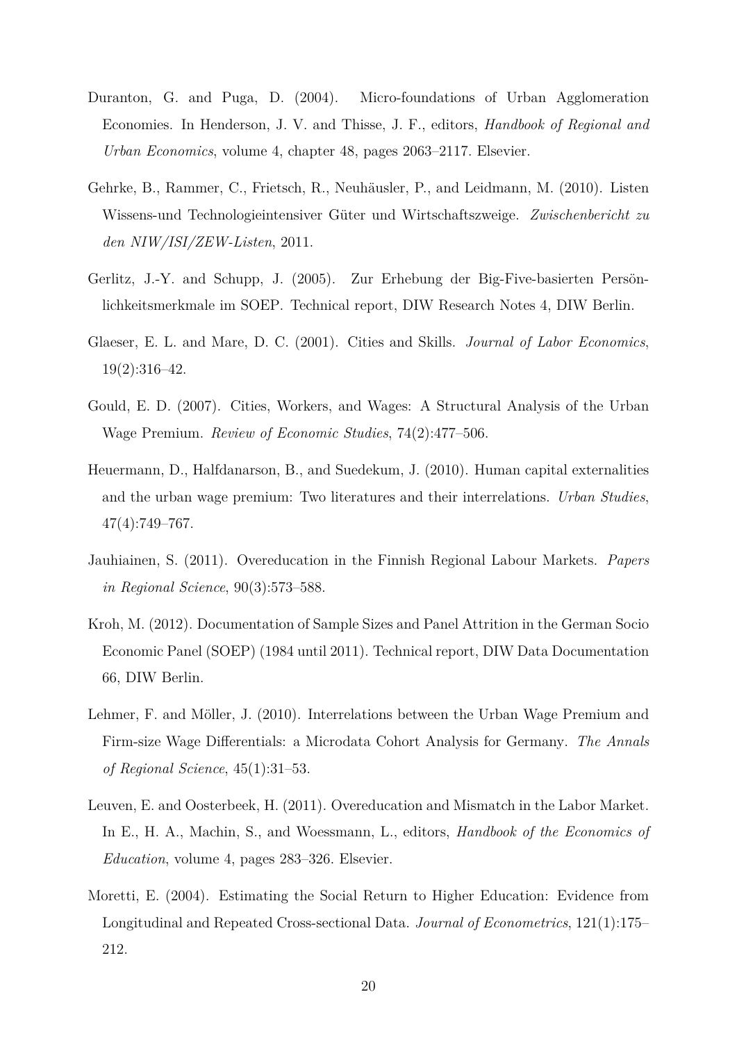Duranton, G. and Puga, D. (2004). Micro-foundations of Urban Agglomeration Economies. In Henderson, J. V. and Thisse, J. F., editors, *Handbook of Regional and Urban Economics*, volume 4, chapter 48, pages 2063–2117. Elsevier.

Gehrke, B., Rammer, C., Frietsch, R., Neuhäusler, P., and Leidmann, M. (2010). Listen Wissens-und Technologieintensiver Güter und Wirtschaftszweige. *Zwischenbericht zu den NIW/ISI/ZEW-Listen*, 2011.

Gerlitz, J.-Y. and Schupp, J. (2005). Zur Erhebung der Big-Five-basierten Persönlichkeitsmerkmale im SOEP. Technical report, DIW Research Notes 4, DIW Berlin.

Glaeser, E. L. and Mare, D. C. (2001). Cities and Skills. *Journal of Labor Economics*, 19(2):316–42.

Gould, E. D. (2007). Cities, Workers, and Wages: A Structural Analysis of the Urban Wage Premium. *Review of Economic Studies*, 74(2):477–506.

Heuermann, D., Halfdanarson, B., and Suedekum, J. (2010). Human capital externalities and the urban wage premium: Two literatures and their interrelations. *Urban Studies*, 47(4):749–767.

Jauhiainen, S. (2011). Overeducation in the Finnish Regional Labour Markets. *Papers in Regional Science*, 90(3):573–588.

Kroh, M. (2012). Documentation of Sample Sizes and Panel Attrition in the German Socio Economic Panel (SOEP) (1984 until 2011). Technical report, DIW Data Documentation 66, DIW Berlin.

Lehmer, F. and Möller, J. (2010). Interrelations between the Urban Wage Premium and Firm-size Wage Differentials: a Microdata Cohort Analysis for Germany. *The Annals of Regional Science*, 45(1):31–53.

Leuven, E. and Oosterbeek, H. (2011). Overeducation and Mismatch in the Labor Market. In E., H. A., Machin, S., and Woessmann, L., editors, *Handbook of the Economics of Education*, volume 4, pages 283–326. Elsevier.

Moretti, E. (2004). Estimating the Social Return to Higher Education: Evidence from Longitudinal and Repeated Cross-sectional Data. *Journal of Econometrics*, 121(1):175–212.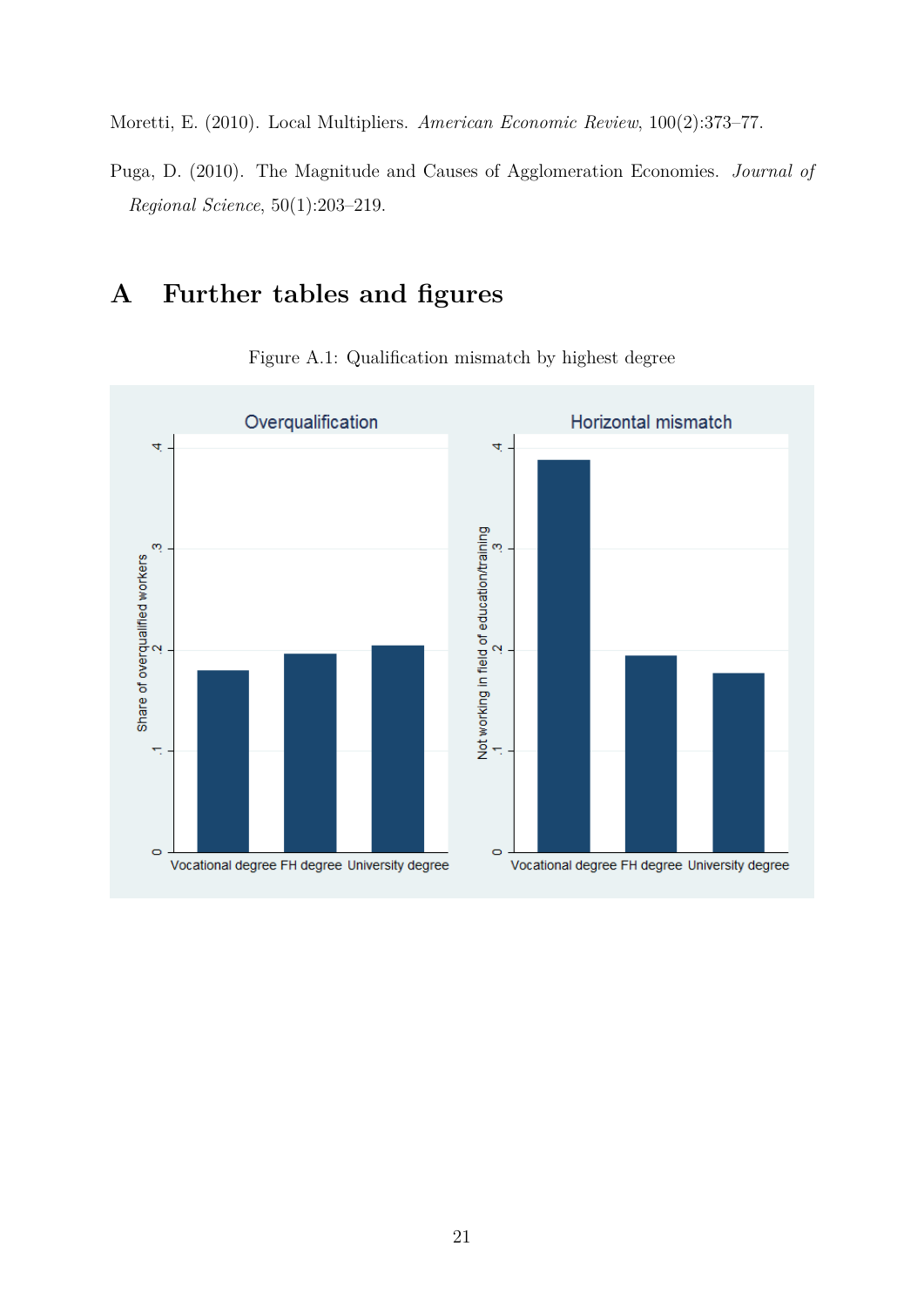Moretti, E. (2010). Local Multipliers. *American Economic Review*, 100(2):373–77.

Puga, D. (2010). The Magnitude and Causes of Agglomeration Economies. *Journal of Regional Science*, 50(1):203–219.

# A Further tables and figures

Figure A.1: Qualification mismatch by highest degree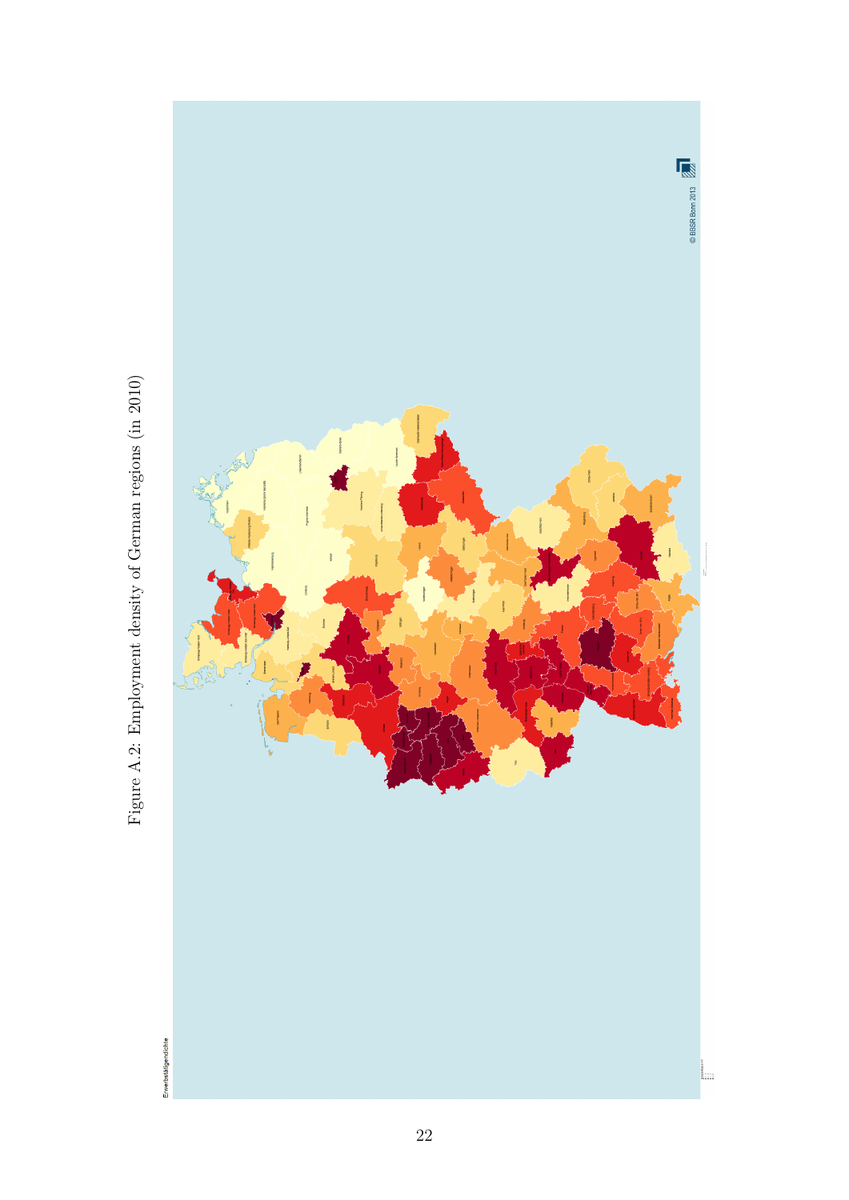Figure A.2: Employment density of German regions (in 2010)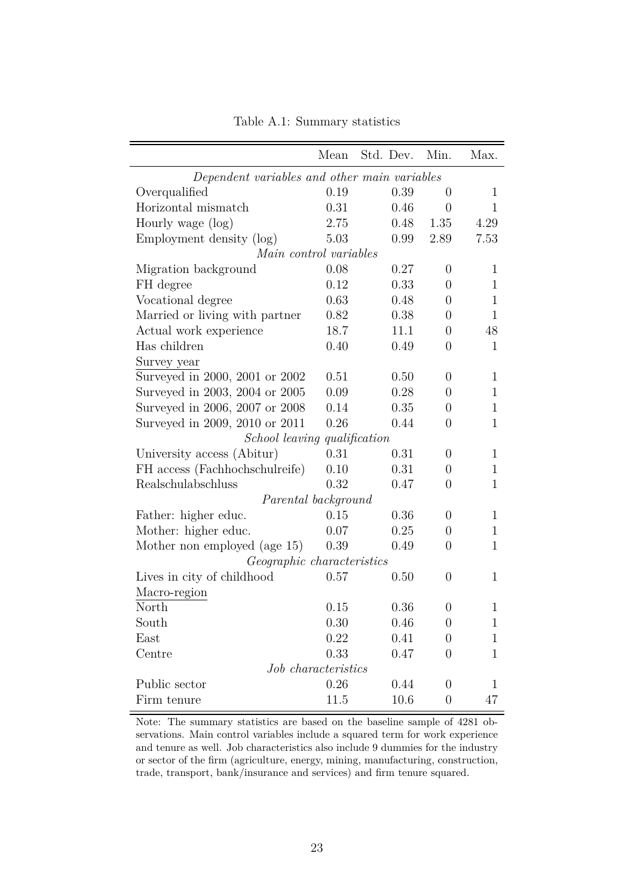Table A.1: Summary statistics

| | Mean | Std. Dev. | Min. | Max. |
|---|---|---|---|---|
| *Dependent variables and other main variables* | | | | |
| Overqualified | 0.19 | 0.39 | 0 | 1 |
| Horizontal mismatch | 0.31 | 0.46 | 0 | 1 |
| Hourly wage (log) | 2.75 | 0.48 | 1.35 | 4.29 |
| Employment density (log) | 5.03 | 0.99 | 2.89 | 7.53 |
| *Main control variables* | | | | |
| Migration background | 0.08 | 0.27 | 0 | 1 |
| FH degree | 0.12 | 0.33 | 0 | 1 |
| Vocational degree | 0.63 | 0.48 | 0 | 1 |
| Married or living with partner | 0.82 | 0.38 | 0 | 1 |
| Actual work experience | 18.7 | 11.1 | 0 | 48 |
| Has children | 0.40 | 0.49 | 0 | 1 |
| Survey year | | | | |
| Surveyed in 2000, 2001 or 2002 | 0.51 | 0.50 | 0 | 1 |
| Surveyed in 2003, 2004 or 2005 | 0.09 | 0.28 | 0 | 1 |
| Surveyed in 2006, 2007 or 2008 | 0.14 | 0.35 | 0 | 1 |
| Surveyed in 2009, 2010 or 2011 | 0.26 | 0.44 | 0 | 1 |
| *School leaving qualification* | | | | |
| University access (Abitur) | 0.31 | 0.31 | 0 | 1 |
| FH access (Fachhochschulreife) | 0.10 | 0.31 | 0 | 1 |
| Realschulabschluss | 0.32 | 0.47 | 0 | 1 |
| *Parental background* | | | | |
| Father: higher educ. | 0.15 | 0.36 | 0 | 1 |
| Mother: higher educ. | 0.07 | 0.25 | 0 | 1 |
| Mother non employed (age 15) | 0.39 | 0.49 | 0 | 1 |
| *Geographic characteristics* | | | | |
| Lives in city of childhood | 0.57 | 0.50 | 0 | 1 |
| Macro-region | | | | |
| North | 0.15 | 0.36 | 0 | 1 |
| South | 0.30 | 0.46 | 0 | 1 |
| East | 0.22 | 0.41 | 0 | 1 |
| Centre | 0.33 | 0.47 | 0 | 1 |
| *Job characteristics* | | | | |
| Public sector | 0.26 | 0.44 | 0 | 1 |
| Firm tenure | 11.5 | 10.6 | 0 | 47 |

Note: The summary statistics are based on the baseline sample of 4281 observations. Main control variables include a squared term for work experience and tenure as well. Job characteristics also include 9 dummies for the industry or sector of the firm (agriculture, energy, mining, manufacturing, construction, trade, transport, bank/insurance and services) and firm tenure squared.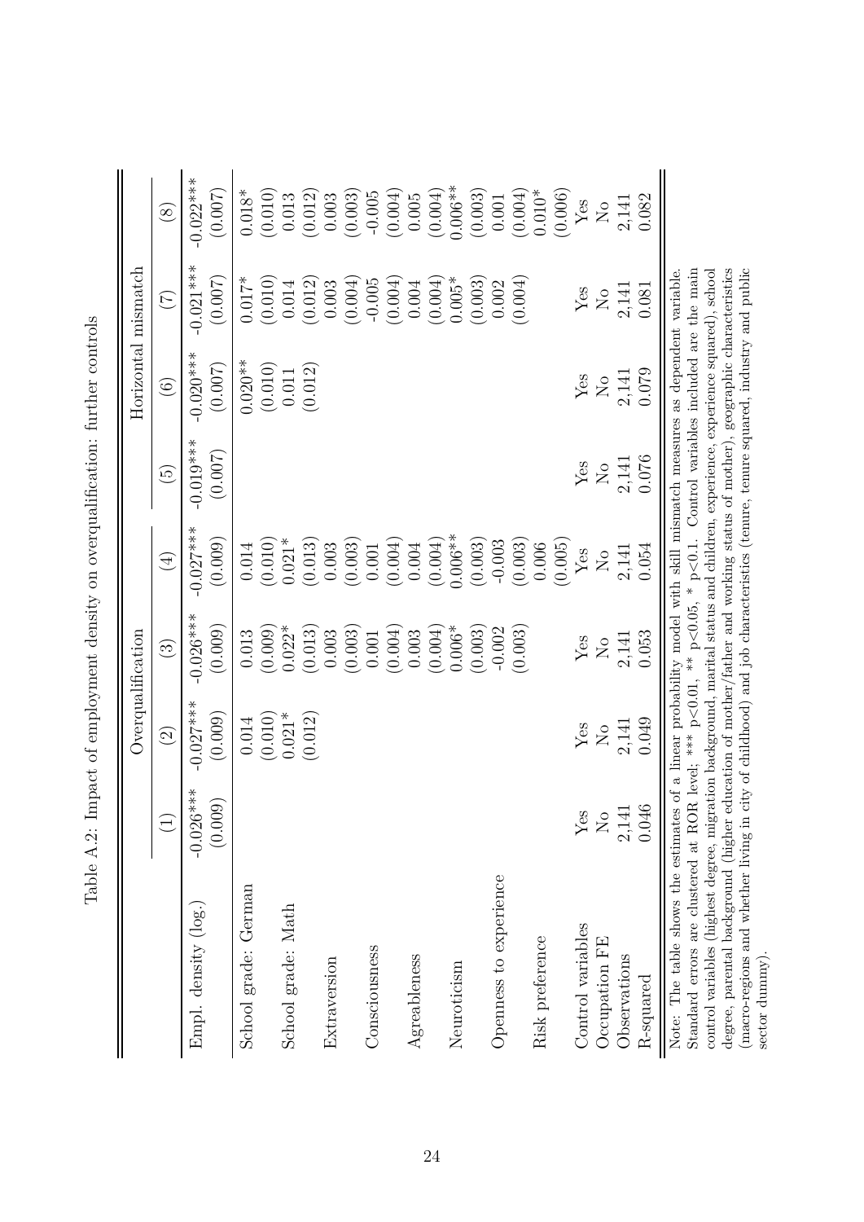Table A.2: Impact of employment density on overqualification: further controls

| | Overqualification | | | | Horizontal mismatch | | | |
|---|---|---|---|---|---|---|---|---|
| | (1) | (2) | (3) | (4) | (5) | (6) | (7) | (8) |
| Empl. density (log.) | -0.026*** | -0.027*** | -0.026*** | -0.027*** | -0.019*** | -0.020*** | -0.021*** | -0.022*** |
| | (0.009) | (0.009) | (0.009) | (0.009) | (0.007) | (0.007) | (0.007) | (0.007) |
| School grade: German | | 0.014 | 0.013 | 0.014 | | 0.020** | 0.017* | 0.018* |
| | | (0.010) | (0.009) | (0.010) | | (0.010) | (0.010) | (0.010) |
| School grade: Math | | 0.021* | 0.022* | 0.021* | | 0.011 | 0.014 | 0.013 |
| | | (0.012) | (0.013) | (0.013) | | (0.012) | (0.012) | (0.012) |
| Extraversion | | | 0.003 | 0.003 | | | 0.003 | 0.003 |
| | | | (0.003) | (0.003) | | | (0.004) | (0.003) |
| Consciousness | | | 0.001 | 0.001 | | | -0.005 | -0.005 |
| | | | (0.004) | (0.004) | | | (0.004) | (0.004) |
| Agreableness | | | 0.003 | 0.004 | | | 0.004 | 0.005 |
| | | | (0.004) | (0.004) | | | (0.004) | (0.004) |
| Neuroticism | | | 0.006* | 0.006** | | | 0.005* | 0.006** |
| | | | (0.003) | (0.003) | | | (0.003) | (0.003) |
| Openness to experience | | | -0.002 | -0.003 | | | 0.002 | 0.001 |
| | | | (0.003) | (0.003) | | | (0.004) | (0.004) |
| Risk preference | | | | 0.006 | | | | 0.010* |
| | | | | (0.005) | | | | (0.006) |
| Control variables | Yes | Yes | Yes | Yes | Yes | Yes | Yes | Yes |
| Occupation FE | No | No | No | No | No | No | No | No |
| Observations | 2,141 | 2,141 | 2,141 | 2,141 | 2,141 | 2,141 | 2,141 | 2,141 |
| R-squared | 0.046 | 0.049 | 0.053 | 0.054 | 0.076 | 0.079 | 0.081 | 0.082 |

Note: The table shows the estimates of a linear probability model with skill mismatch measures as dependent variable. Standard errors are clustered at ROR level; *** p<0.01, ** p<0.05, * p<0.1. Control variables included are the main control variables (highest degree, migration background, marital status and children, experience, experience squared), school degree, parental background (higher education of mother/father and working status of mother), geographic characteristics (macro-regions and whether living in city of childhood) and job characteristics (tenure, tenure squared, industry and public sector dummy).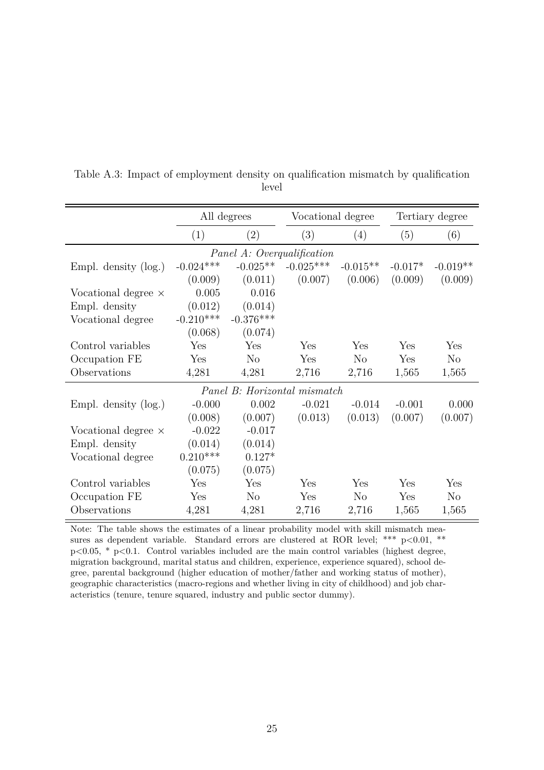Table A.3: Impact of employment density on qualification mismatch by qualification level

| | All degrees | | Vocational degree | | Tertiary degree | |
|---|---|---|---|---|---|---|
| | (1) | (2) | (3) | (4) | (5) | (6) |
| *Panel A: Overqualification* | | | | | | |
| Empl. density (log.) | -0.024*** | -0.025** | -0.025*** | -0.015** | -0.017* | -0.019** |
| | (0.009) | (0.011) | (0.007) | (0.006) | (0.009) | (0.009) |
| Vocational degree × | 0.005 | 0.016 | | | | |
| Empl. density | (0.012) | (0.014) | | | | |
| Vocational degree | -0.210*** | -0.376*** | | | | |
| | (0.068) | (0.074) | | | | |
| Control variables | Yes | Yes | Yes | Yes | Yes | Yes |
| Occupation FE | Yes | No | Yes | No | Yes | No |
| Observations | 4,281 | 4,281 | 2,716 | 2,716 | 1,565 | 1,565 |
| *Panel B: Horizontal mismatch* | | | | | | |
| Empl. density (log.) | -0.000 | 0.002 | -0.021 | -0.014 | -0.001 | 0.000 |
| | (0.008) | (0.007) | (0.013) | (0.013) | (0.007) | (0.007) |
| Vocational degree × | -0.022 | -0.017 | | | | |
| Empl. density | (0.014) | (0.014) | | | | |
| Vocational degree | 0.210*** | 0.127* | | | | |
| | (0.075) | (0.075) | | | | |
| Control variables | Yes | Yes | Yes | Yes | Yes | Yes |
| Occupation FE | Yes | No | Yes | No | Yes | No |
| Observations | 4,281 | 4,281 | 2,716 | 2,716 | 1,565 | 1,565 |

Note: The table shows the estimates of a linear probability model with skill mismatch measures as dependent variable. Standard errors are clustered at ROR level; *** p<0.01, ** p<0.05, * p<0.1. Control variables included are the main control variables (highest degree, migration background, marital status and children, experience, experience squared), school degree, parental background (higher education of mother/father and working status of mother), geographic characteristics (macro-regions and whether living in city of childhood) and job characteristics (tenure, tenure squared, industry and public sector dummy).